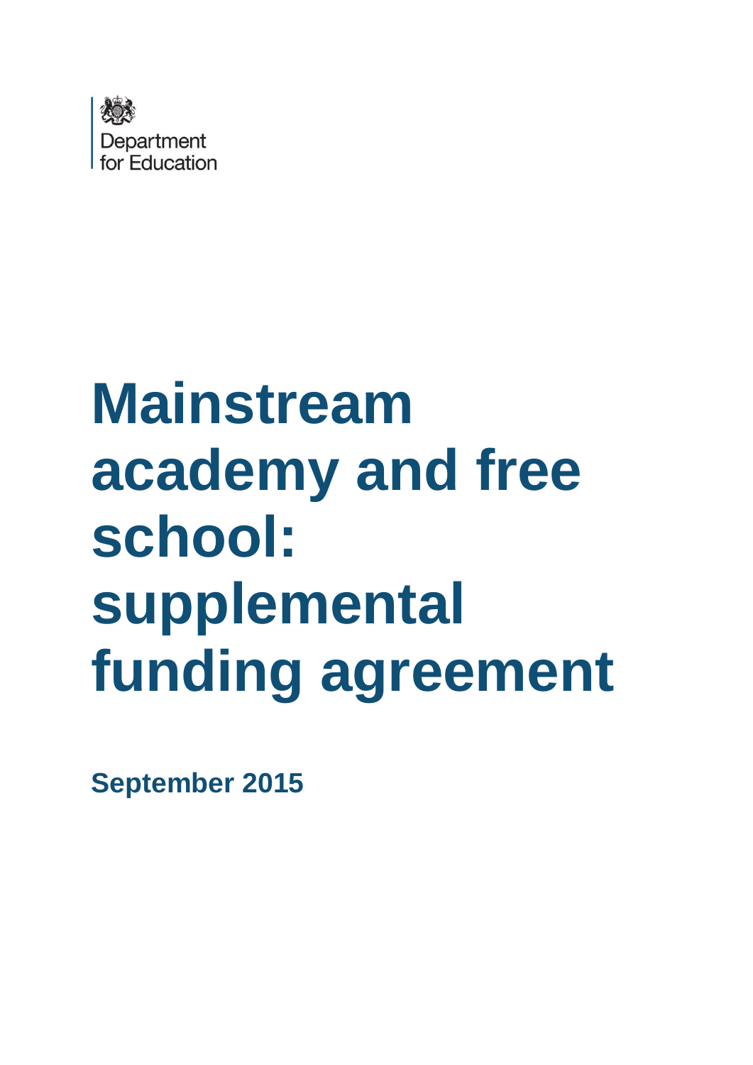Department for Education

# Mainstream academy and free school: supplemental funding agreement

**September 2015**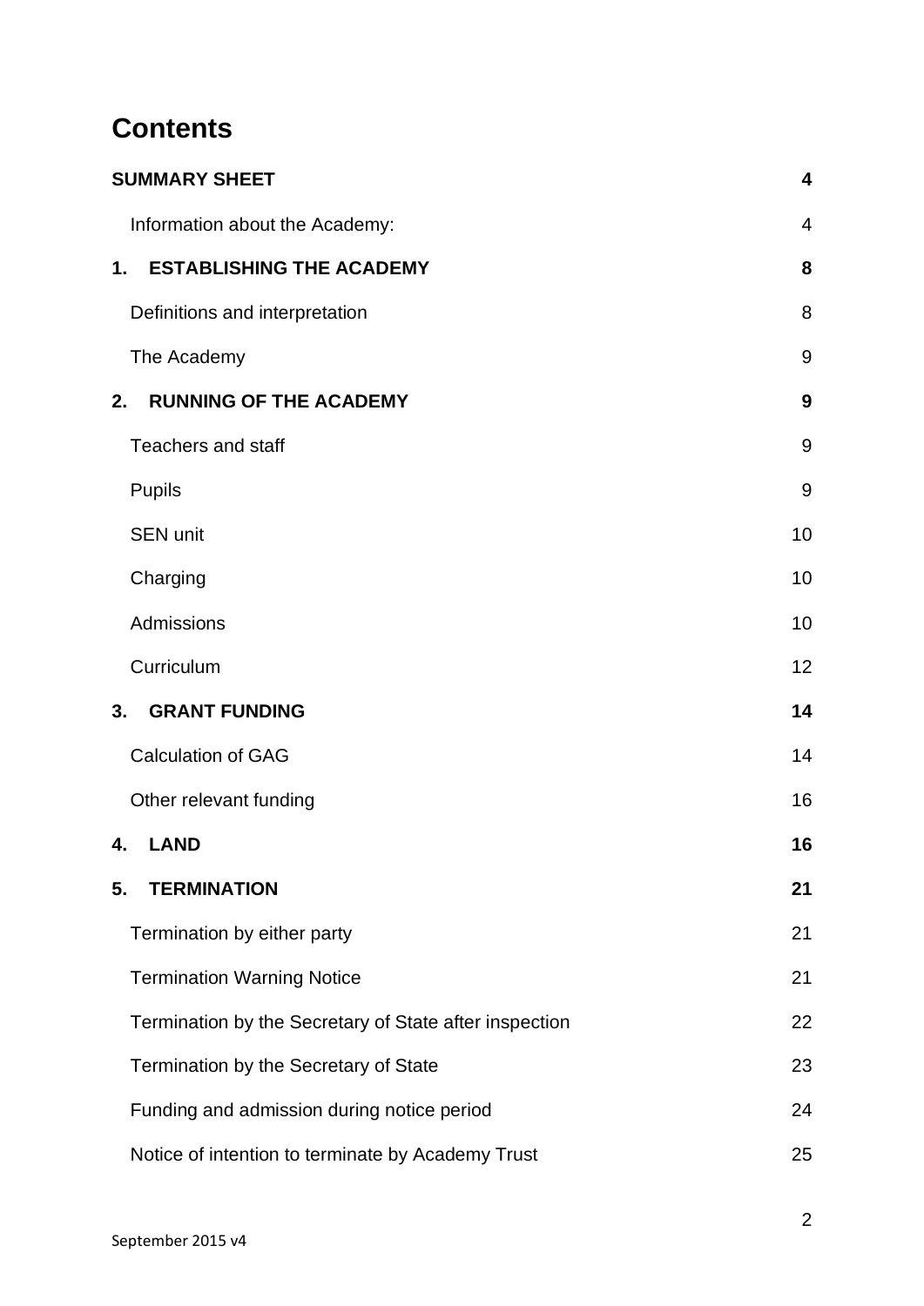# Contents

| | |
|---|---|
| **SUMMARY SHEET** | **4** |
| Information about the Academy: | 4 |
| **1. ESTABLISHING THE ACADEMY** | **8** |
| Definitions and interpretation | 8 |
| The Academy | 9 |
| **2. RUNNING OF THE ACADEMY** | **9** |
| Teachers and staff | 9 |
| Pupils | 9 |
| SEN unit | 10 |
| Charging | 10 |
| Admissions | 10 |
| Curriculum | 12 |
| **3. GRANT FUNDING** | **14** |
| Calculation of GAG | 14 |
| Other relevant funding | 16 |
| **4. LAND** | **16** |
| **5. TERMINATION** | **21** |
| Termination by either party | 21 |
| Termination Warning Notice | 21 |
| Termination by the Secretary of State after inspection | 22 |
| Termination by the Secretary of State | 23 |
| Funding and admission during notice period | 24 |
| Notice of intention to terminate by Academy Trust | 25 |

September 2015 v4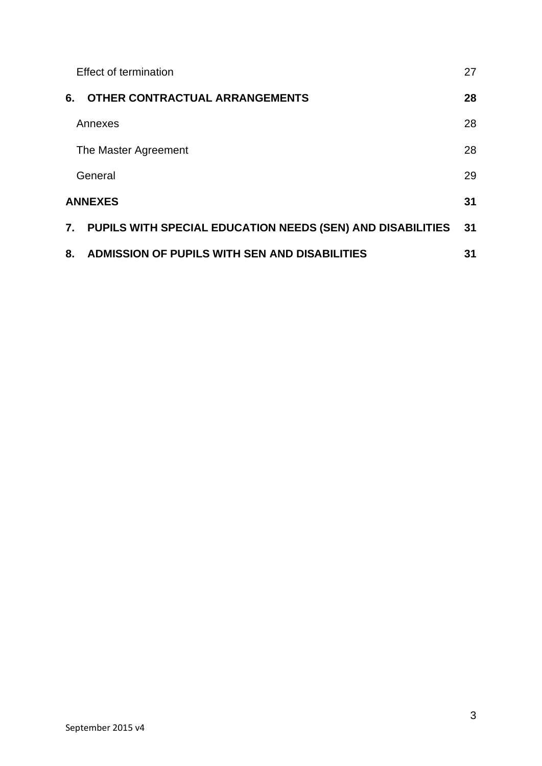Effect of termination 27

**6. OTHER CONTRACTUAL ARRANGEMENTS 28**

Annexes 28

The Master Agreement 28

General 29

**ANNEXES 31**

**7. PUPILS WITH SPECIAL EDUCATION NEEDS (SEN) AND DISABILITIES 31**

**8. ADMISSION OF PUPILS WITH SEN AND DISABILITIES 31**

September 2015 v4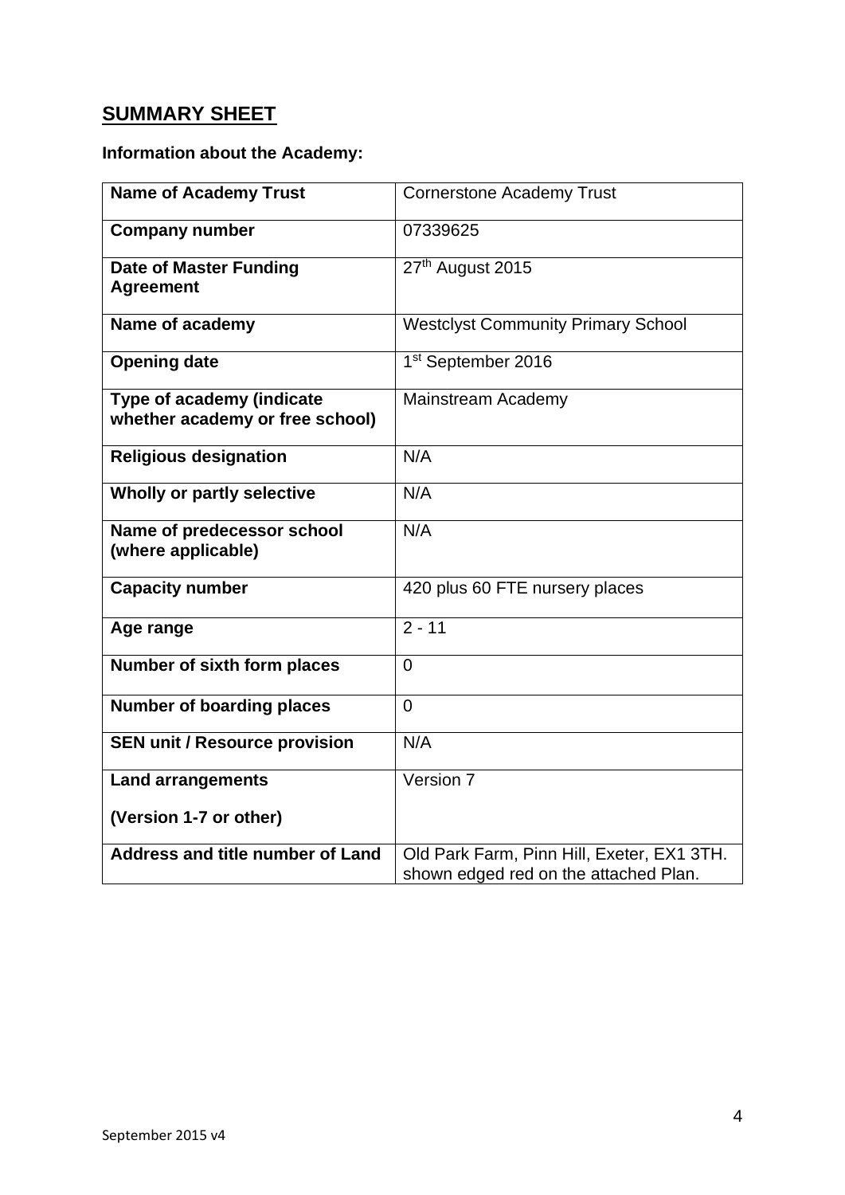## SUMMARY SHEET

**Information about the Academy:**

| | |
|---|---|
| **Name of Academy Trust** | Cornerstone Academy Trust |
| **Company number** | 07339625 |
| **Date of Master Funding Agreement** | 27th August 2015 |
| **Name of academy** | Westclyst Community Primary School |
| **Opening date** | 1st September 2016 |
| **Type of academy (indicate whether academy or free school)** | Mainstream Academy |
| **Religious designation** | N/A |
| **Wholly or partly selective** | N/A |
| **Name of predecessor school (where applicable)** | N/A |
| **Capacity number** | 420 plus 60 FTE nursery places |
| **Age range** | 2 - 11 |
| **Number of sixth form places** | 0 |
| **Number of boarding places** | 0 |
| **SEN unit / Resource provision** | N/A |
| **Land arrangements**<br><br>**(Version 1-7 or other)** | Version 7 |
| **Address and title number of Land** | Old Park Farm, Pinn Hill, Exeter, EX1 3TH. shown edged red on the attached Plan. |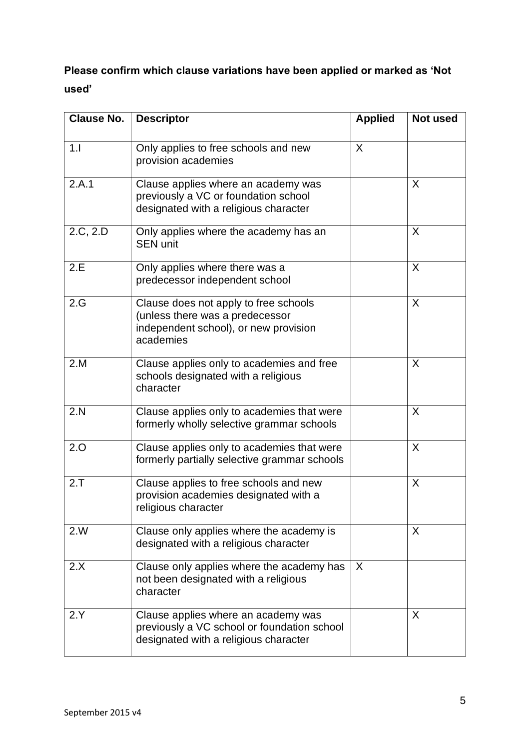**Please confirm which clause variations have been applied or marked as 'Not used'**

| Clause No. | Descriptor | Applied | Not used |
|---|---|---|---|
| 1.I | Only applies to free schools and new provision academies | X | |
| 2.A.1 | Clause applies where an academy was previously a VC or foundation school designated with a religious character | | X |
| 2.C, 2.D | Only applies where the academy has an SEN unit | | X |
| 2.E | Only applies where there was a predecessor independent school | | X |
| 2.G | Clause does not apply to free schools (unless there was a predecessor independent school), or new provision academies | | X |
| 2.M | Clause applies only to academies and free schools designated with a religious character | | X |
| 2.N | Clause applies only to academies that were formerly wholly selective grammar schools | | X |
| 2.O | Clause applies only to academies that were formerly partially selective grammar schools | | X |
| 2.T | Clause applies to free schools and new provision academies designated with a religious character | | X |
| 2.W | Clause only applies where the academy is designated with a religious character | | X |
| 2.X | Clause only applies where the academy has not been designated with a religious character | X | |
| 2.Y | Clause applies where an academy was previously a VC school or foundation school designated with a religious character | | X |

September 2015 v4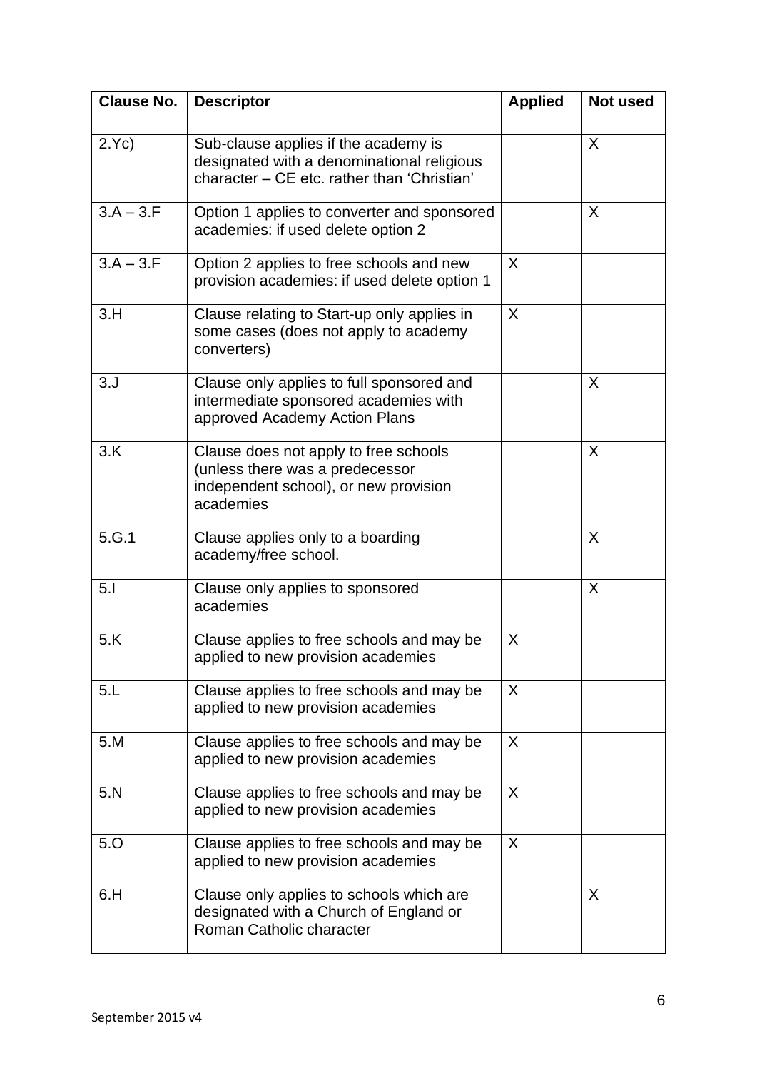| Clause No. | Descriptor | Applied | Not used |
|---|---|---|---|
| 2.Yc) | Sub-clause applies if the academy is designated with a denominational religious character – CE etc. rather than 'Christian' | | X |
| 3.A – 3.F | Option 1 applies to converter and sponsored academies: if used delete option 2 | | X |
| 3.A – 3.F | Option 2 applies to free schools and new provision academies: if used delete option 1 | X | |
| 3.H | Clause relating to Start-up only applies in some cases (does not apply to academy converters) | X | |
| 3.J | Clause only applies to full sponsored and intermediate sponsored academies with approved Academy Action Plans | | X |
| 3.K | Clause does not apply to free schools (unless there was a predecessor independent school), or new provision academies | | X |
| 5.G.1 | Clause applies only to a boarding academy/free school. | | X |
| 5.I | Clause only applies to sponsored academies | | X |
| 5.K | Clause applies to free schools and may be applied to new provision academies | X | |
| 5.L | Clause applies to free schools and may be applied to new provision academies | X | |
| 5.M | Clause applies to free schools and may be applied to new provision academies | X | |
| 5.N | Clause applies to free schools and may be applied to new provision academies | X | |
| 5.O | Clause applies to free schools and may be applied to new provision academies | X | |
| 6.H | Clause only applies to schools which are designated with a Church of England or Roman Catholic character | | X |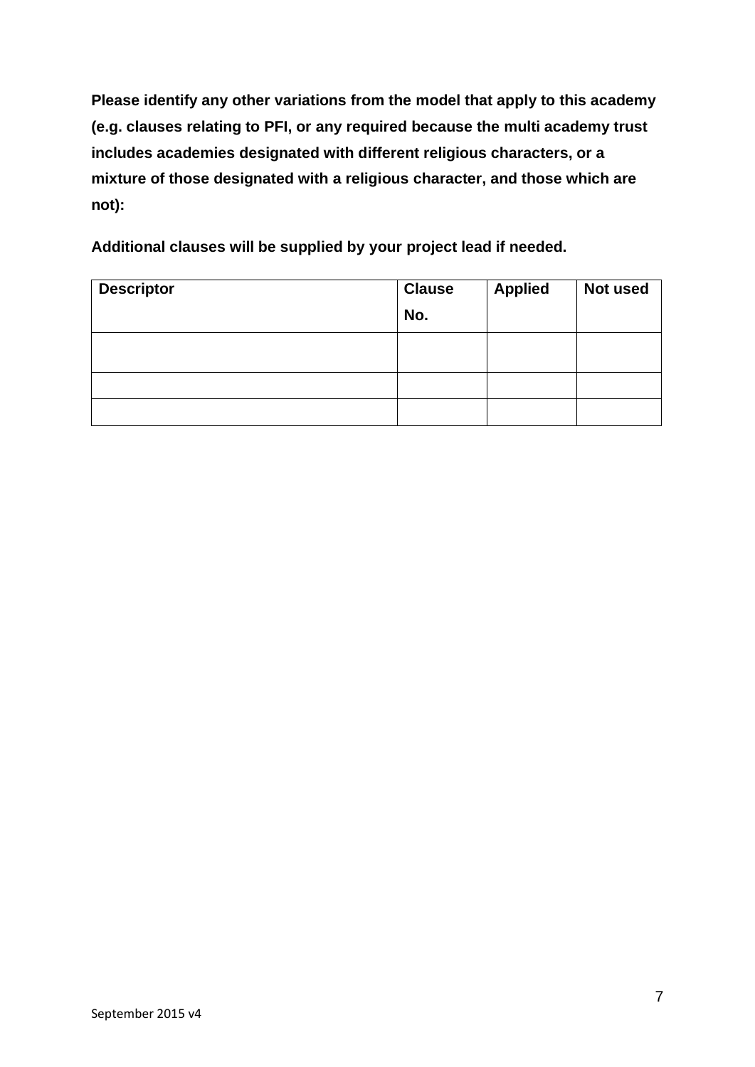**Please identify any other variations from the model that apply to this academy (e.g. clauses relating to PFI, or any required because the multi academy trust includes academies designated with different religious characters, or a mixture of those designated with a religious character, and those which are not):**

**Additional clauses will be supplied by your project lead if needed.**

| Descriptor | Clause No. | Applied | Not used |
|---|---|---|---|
| | | | |
| | | | |
| | | | |

September 2015 v4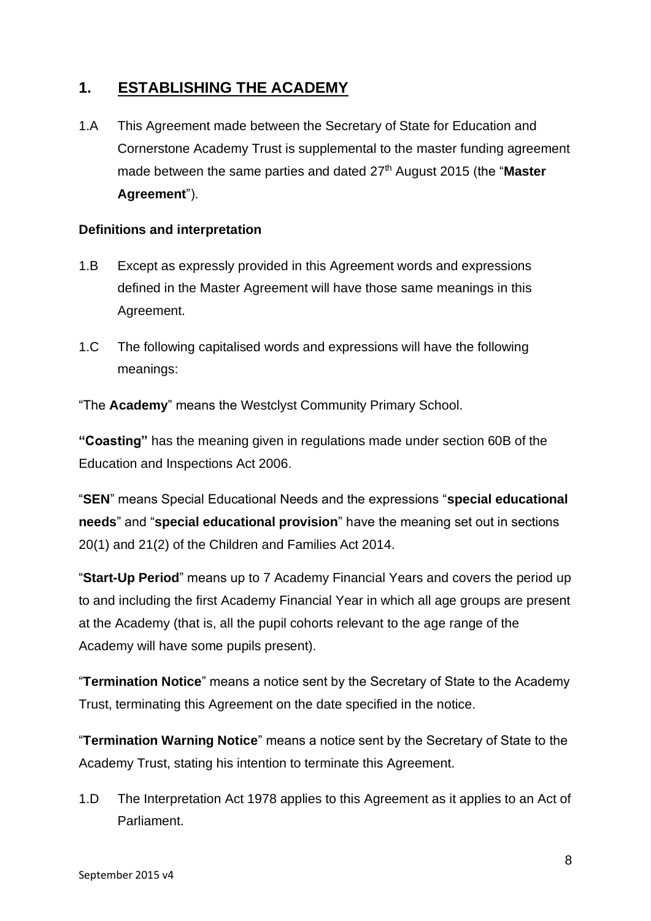## 1. ESTABLISHING THE ACADEMY

1.A This Agreement made between the Secretary of State for Education and Cornerstone Academy Trust is supplemental to the master funding agreement made between the same parties and dated 27th August 2015 (the "**Master Agreement**").

**Definitions and interpretation**

1.B Except as expressly provided in this Agreement words and expressions defined in the Master Agreement will have those same meanings in this Agreement.

1.C The following capitalised words and expressions will have the following meanings:

"The **Academy**" means the Westclyst Community Primary School.

**"Coasting"** has the meaning given in regulations made under section 60B of the Education and Inspections Act 2006.

"**SEN**" means Special Educational Needs and the expressions "**special educational needs**" and "**special educational provision**" have the meaning set out in sections 20(1) and 21(2) of the Children and Families Act 2014.

"**Start-Up Period**" means up to 7 Academy Financial Years and covers the period up to and including the first Academy Financial Year in which all age groups are present at the Academy (that is, all the pupil cohorts relevant to the age range of the Academy will have some pupils present).

"**Termination Notice**" means a notice sent by the Secretary of State to the Academy Trust, terminating this Agreement on the date specified in the notice.

"**Termination Warning Notice**" means a notice sent by the Secretary of State to the Academy Trust, stating his intention to terminate this Agreement.

1.D The Interpretation Act 1978 applies to this Agreement as it applies to an Act of Parliament.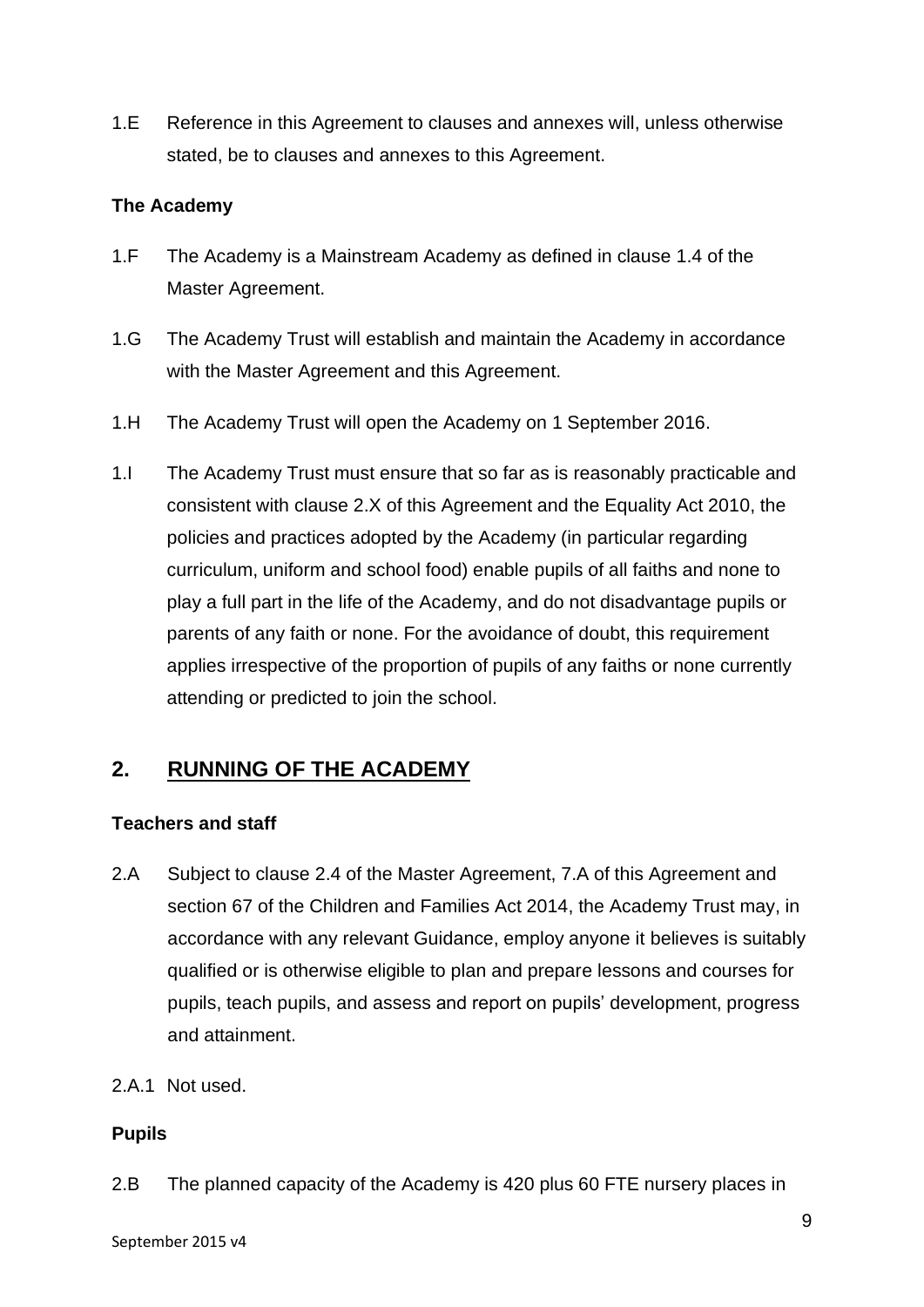1.E Reference in this Agreement to clauses and annexes will, unless otherwise stated, be to clauses and annexes to this Agreement.

**The Academy**

1.F The Academy is a Mainstream Academy as defined in clause 1.4 of the Master Agreement.

1.G The Academy Trust will establish and maintain the Academy in accordance with the Master Agreement and this Agreement.

1.H The Academy Trust will open the Academy on 1 September 2016.

1.I The Academy Trust must ensure that so far as is reasonably practicable and consistent with clause 2.X of this Agreement and the Equality Act 2010, the policies and practices adopted by the Academy (in particular regarding curriculum, uniform and school food) enable pupils of all faiths and none to play a full part in the life of the Academy, and do not disadvantage pupils or parents of any faith or none. For the avoidance of doubt, this requirement applies irrespective of the proportion of pupils of any faiths or none currently attending or predicted to join the school.

## 2. RUNNING OF THE ACADEMY

**Teachers and staff**

2.A Subject to clause 2.4 of the Master Agreement, 7.A of this Agreement and section 67 of the Children and Families Act 2014, the Academy Trust may, in accordance with any relevant Guidance, employ anyone it believes is suitably qualified or is otherwise eligible to plan and prepare lessons and courses for pupils, teach pupils, and assess and report on pupils' development, progress and attainment.

2.A.1 Not used.

**Pupils**

2.B The planned capacity of the Academy is 420 plus 60 FTE nursery places in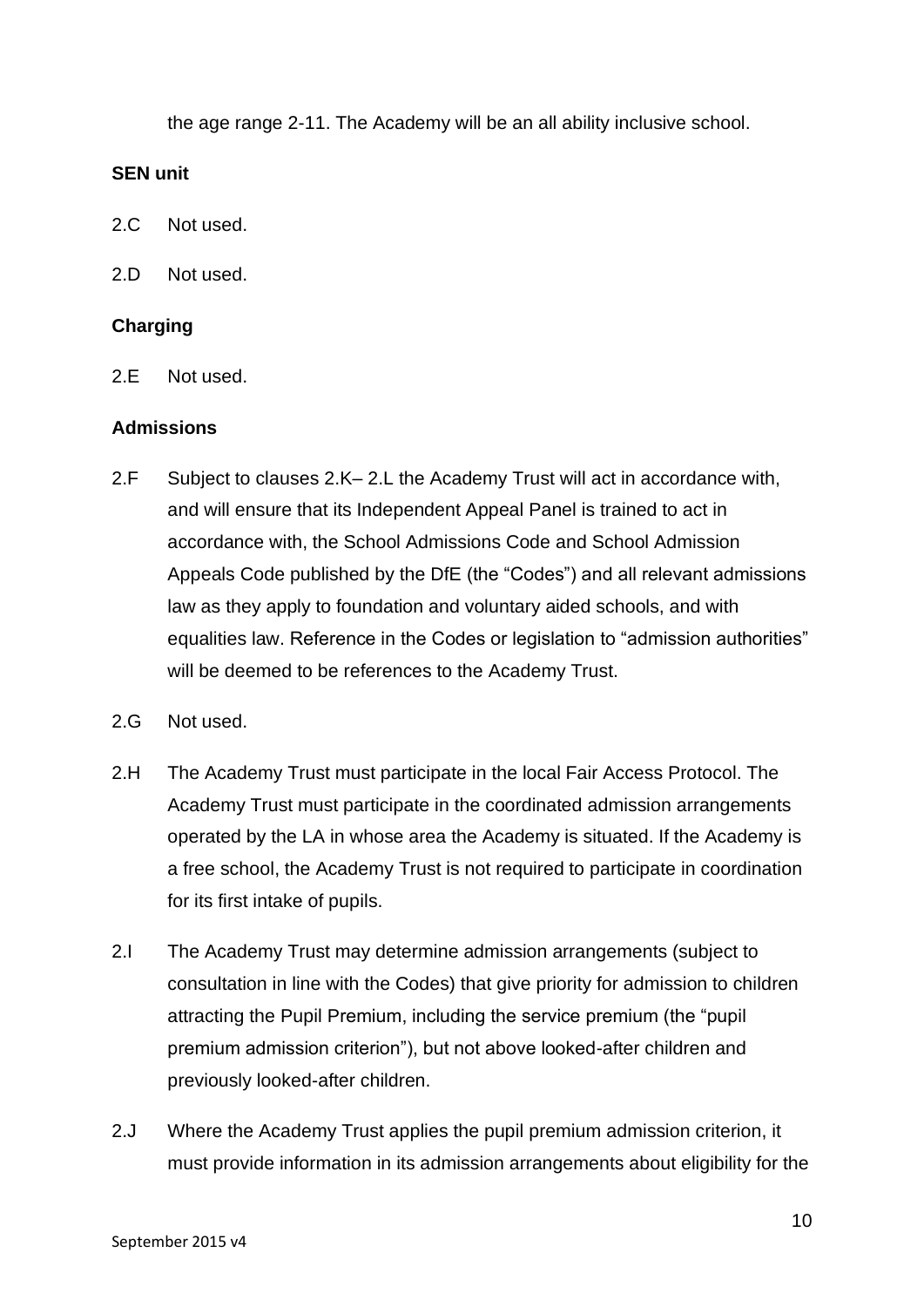the age range 2-11. The Academy will be an all ability inclusive school.

**SEN unit**

2.C Not used.

2.D Not used.

**Charging**

2.E Not used.

**Admissions**

2.F Subject to clauses 2.K– 2.L the Academy Trust will act in accordance with, and will ensure that its Independent Appeal Panel is trained to act in accordance with, the School Admissions Code and School Admission Appeals Code published by the DfE (the "Codes") and all relevant admissions law as they apply to foundation and voluntary aided schools, and with equalities law. Reference in the Codes or legislation to "admission authorities" will be deemed to be references to the Academy Trust.

2.G Not used.

2.H The Academy Trust must participate in the local Fair Access Protocol. The Academy Trust must participate in the coordinated admission arrangements operated by the LA in whose area the Academy is situated. If the Academy is a free school, the Academy Trust is not required to participate in coordination for its first intake of pupils.

2.I The Academy Trust may determine admission arrangements (subject to consultation in line with the Codes) that give priority for admission to children attracting the Pupil Premium, including the service premium (the "pupil premium admission criterion"), but not above looked-after children and previously looked-after children.

2.J Where the Academy Trust applies the pupil premium admission criterion, it must provide information in its admission arrangements about eligibility for the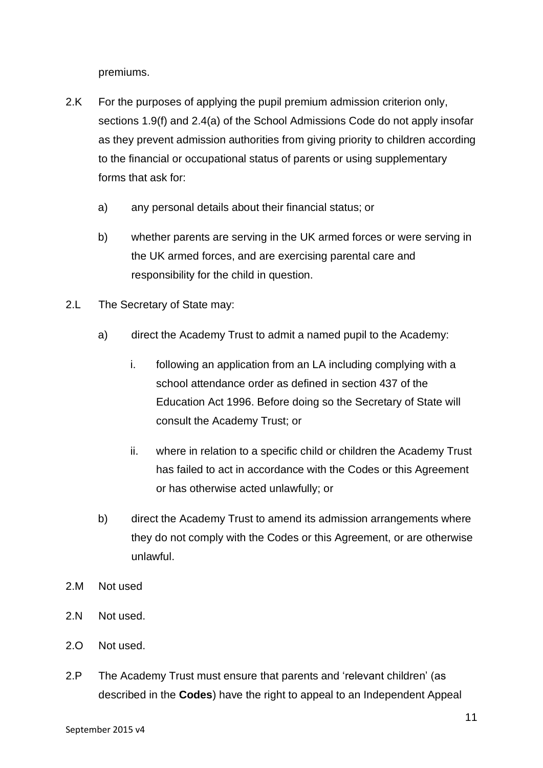premiums.

2.K For the purposes of applying the pupil premium admission criterion only, sections 1.9(f) and 2.4(a) of the School Admissions Code do not apply insofar as they prevent admission authorities from giving priority to children according to the financial or occupational status of parents or using supplementary forms that ask for:

   a) any personal details about their financial status; or

   b) whether parents are serving in the UK armed forces or were serving in the UK armed forces, and are exercising parental care and responsibility for the child in question.

2.L The Secretary of State may:

   a) direct the Academy Trust to admit a named pupil to the Academy:

      i. following an application from an LA including complying with a school attendance order as defined in section 437 of the Education Act 1996. Before doing so the Secretary of State will consult the Academy Trust; or

      ii. where in relation to a specific child or children the Academy Trust has failed to act in accordance with the Codes or this Agreement or has otherwise acted unlawfully; or

   b) direct the Academy Trust to amend its admission arrangements where they do not comply with the Codes or this Agreement, or are otherwise unlawful.

2.M Not used

2.N Not used.

2.O Not used.

2.P The Academy Trust must ensure that parents and 'relevant children' (as described in the **Codes**) have the right to appeal to an Independent Appeal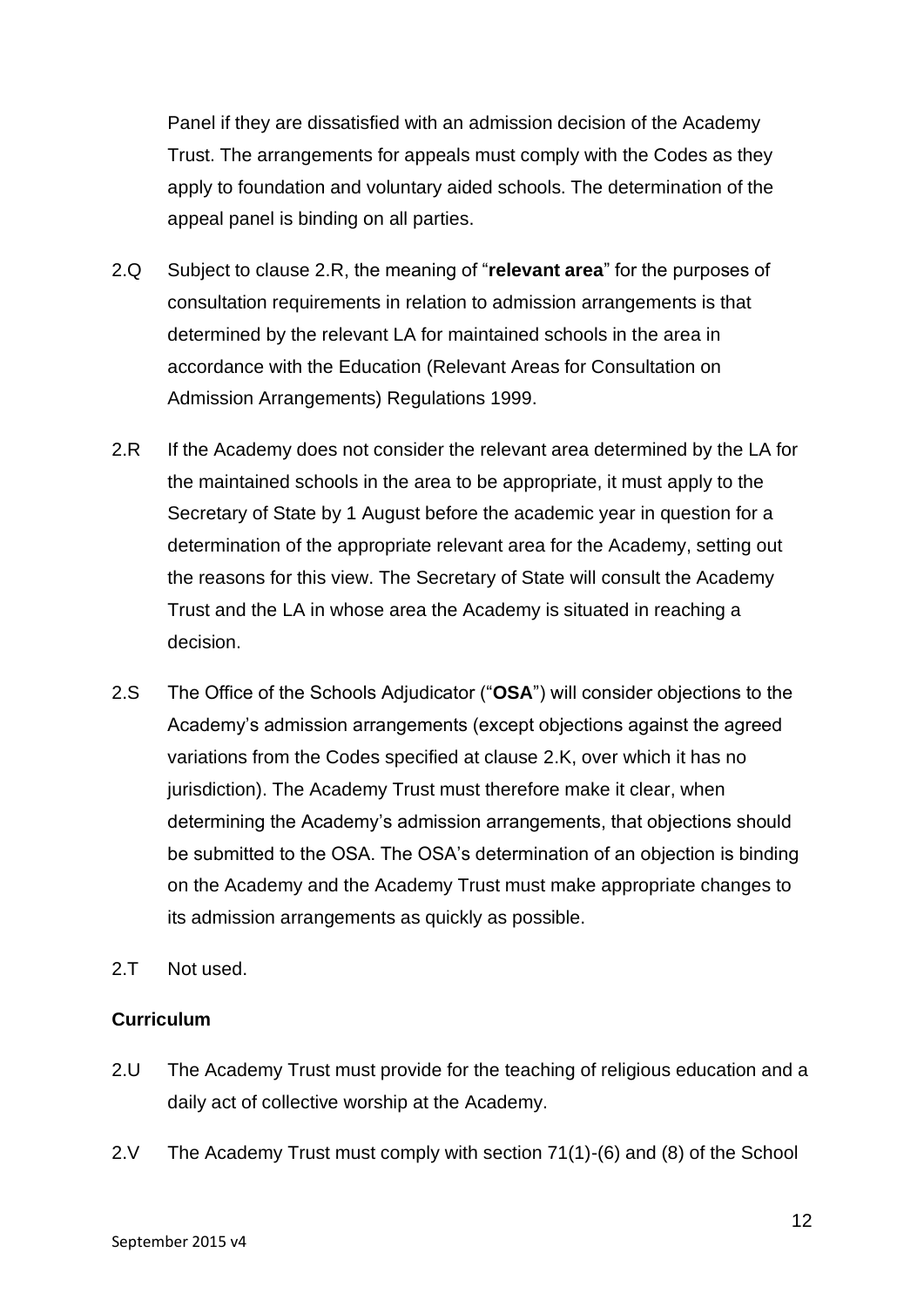Panel if they are dissatisfied with an admission decision of the Academy Trust. The arrangements for appeals must comply with the Codes as they apply to foundation and voluntary aided schools. The determination of the appeal panel is binding on all parties.

2.Q Subject to clause 2.R, the meaning of "**relevant area**" for the purposes of consultation requirements in relation to admission arrangements is that determined by the relevant LA for maintained schools in the area in accordance with the Education (Relevant Areas for Consultation on Admission Arrangements) Regulations 1999.

2.R If the Academy does not consider the relevant area determined by the LA for the maintained schools in the area to be appropriate, it must apply to the Secretary of State by 1 August before the academic year in question for a determination of the appropriate relevant area for the Academy, setting out the reasons for this view. The Secretary of State will consult the Academy Trust and the LA in whose area the Academy is situated in reaching a decision.

2.S The Office of the Schools Adjudicator ("**OSA**") will consider objections to the Academy's admission arrangements (except objections against the agreed variations from the Codes specified at clause 2.K, over which it has no jurisdiction). The Academy Trust must therefore make it clear, when determining the Academy's admission arrangements, that objections should be submitted to the OSA. The OSA's determination of an objection is binding on the Academy and the Academy Trust must make appropriate changes to its admission arrangements as quickly as possible.

2.T Not used.

**Curriculum**

2.U The Academy Trust must provide for the teaching of religious education and a daily act of collective worship at the Academy.

2.V The Academy Trust must comply with section 71(1)-(6) and (8) of the School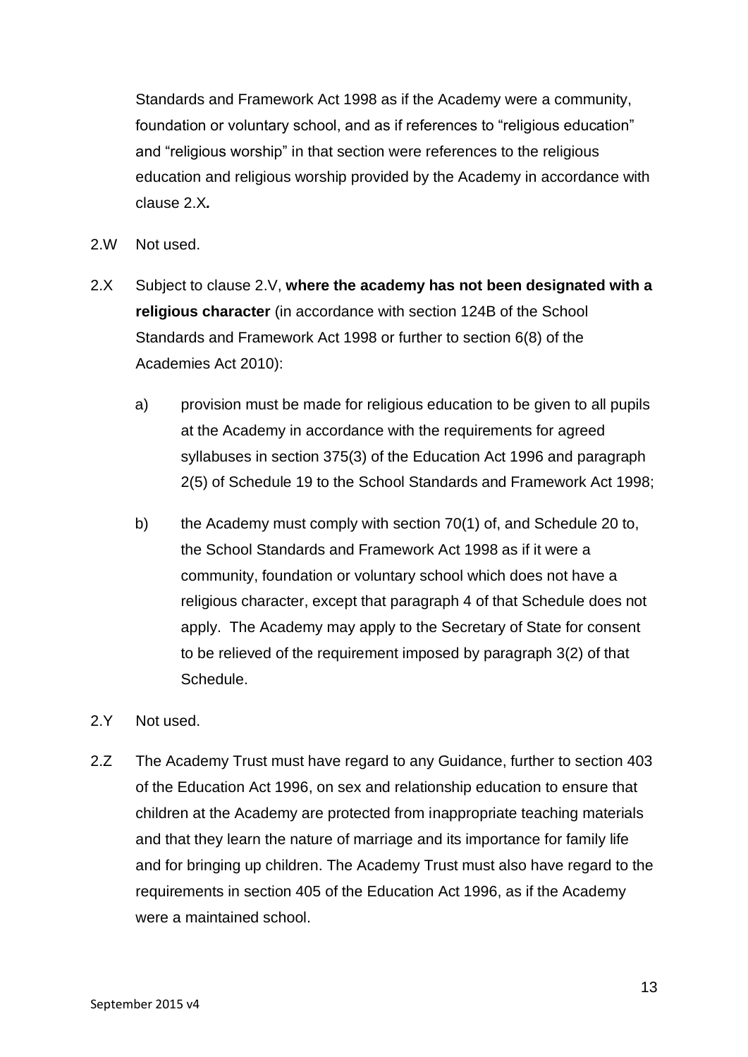Standards and Framework Act 1998 as if the Academy were a community, foundation or voluntary school, and as if references to "religious education" and "religious worship" in that section were references to the religious education and religious worship provided by the Academy in accordance with clause 2.X*.*

2.W Not used.

2.X Subject to clause 2.V, **where the academy has not been designated with a religious character** (in accordance with section 124B of the School Standards and Framework Act 1998 or further to section 6(8) of the Academies Act 2010):

a) provision must be made for religious education to be given to all pupils at the Academy in accordance with the requirements for agreed syllabuses in section 375(3) of the Education Act 1996 and paragraph 2(5) of Schedule 19 to the School Standards and Framework Act 1998;

b) the Academy must comply with section 70(1) of, and Schedule 20 to, the School Standards and Framework Act 1998 as if it were a community, foundation or voluntary school which does not have a religious character, except that paragraph 4 of that Schedule does not apply. The Academy may apply to the Secretary of State for consent to be relieved of the requirement imposed by paragraph 3(2) of that Schedule.

2.Y Not used.

2.Z The Academy Trust must have regard to any Guidance, further to section 403 of the Education Act 1996, on sex and relationship education to ensure that children at the Academy are protected from inappropriate teaching materials and that they learn the nature of marriage and its importance for family life and for bringing up children. The Academy Trust must also have regard to the requirements in section 405 of the Education Act 1996, as if the Academy were a maintained school.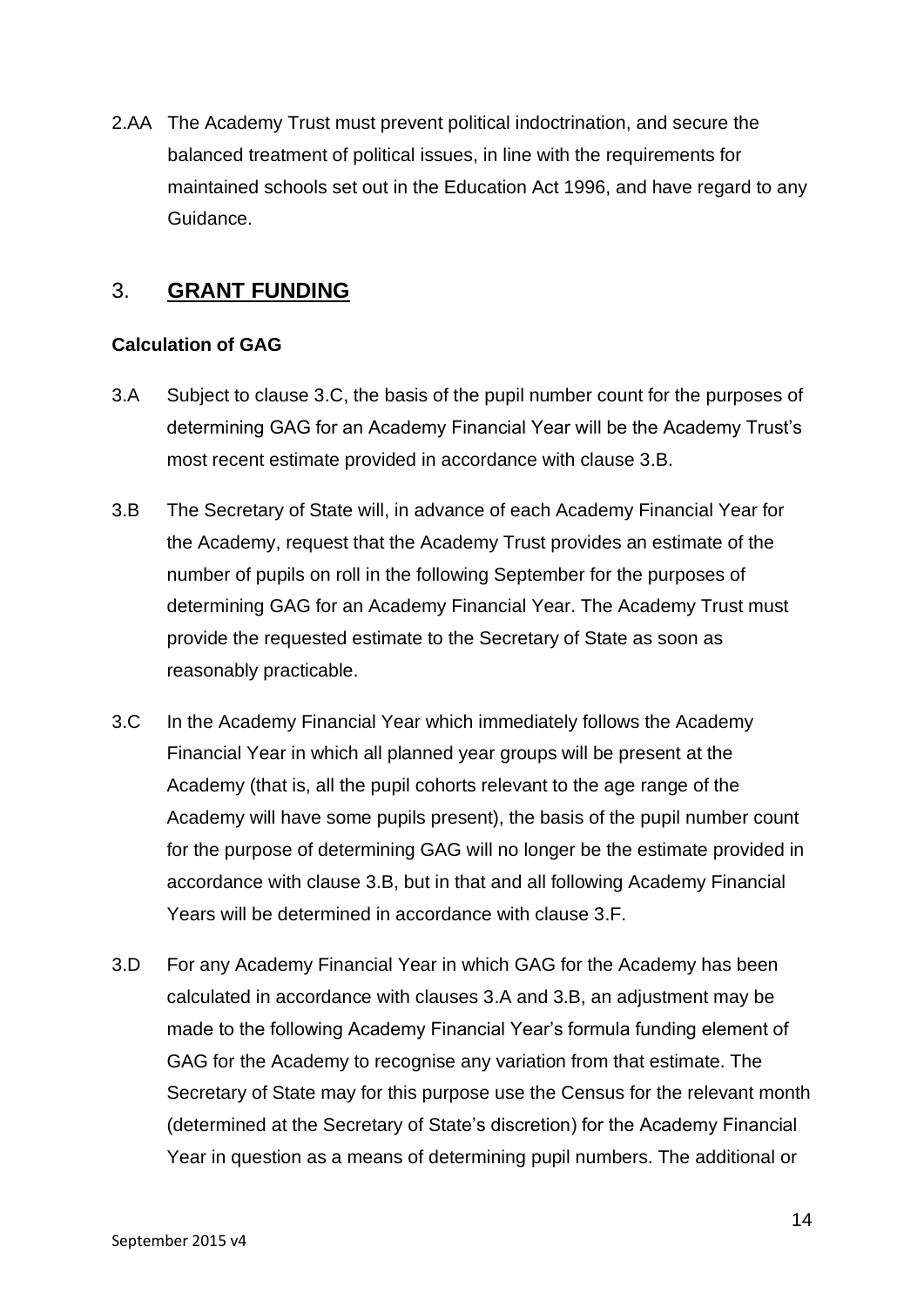2.AA The Academy Trust must prevent political indoctrination, and secure the balanced treatment of political issues, in line with the requirements for maintained schools set out in the Education Act 1996, and have regard to any Guidance.

## 3. **GRANT FUNDING**

**Calculation of GAG**

3.A Subject to clause 3.C, the basis of the pupil number count for the purposes of determining GAG for an Academy Financial Year will be the Academy Trust's most recent estimate provided in accordance with clause 3.B.

3.B The Secretary of State will, in advance of each Academy Financial Year for the Academy, request that the Academy Trust provides an estimate of the number of pupils on roll in the following September for the purposes of determining GAG for an Academy Financial Year. The Academy Trust must provide the requested estimate to the Secretary of State as soon as reasonably practicable.

3.C In the Academy Financial Year which immediately follows the Academy Financial Year in which all planned year groups will be present at the Academy (that is, all the pupil cohorts relevant to the age range of the Academy will have some pupils present), the basis of the pupil number count for the purpose of determining GAG will no longer be the estimate provided in accordance with clause 3.B, but in that and all following Academy Financial Years will be determined in accordance with clause 3.F.

3.D For any Academy Financial Year in which GAG for the Academy has been calculated in accordance with clauses 3.A and 3.B, an adjustment may be made to the following Academy Financial Year's formula funding element of GAG for the Academy to recognise any variation from that estimate. The Secretary of State may for this purpose use the Census for the relevant month (determined at the Secretary of State's discretion) for the Academy Financial Year in question as a means of determining pupil numbers. The additional or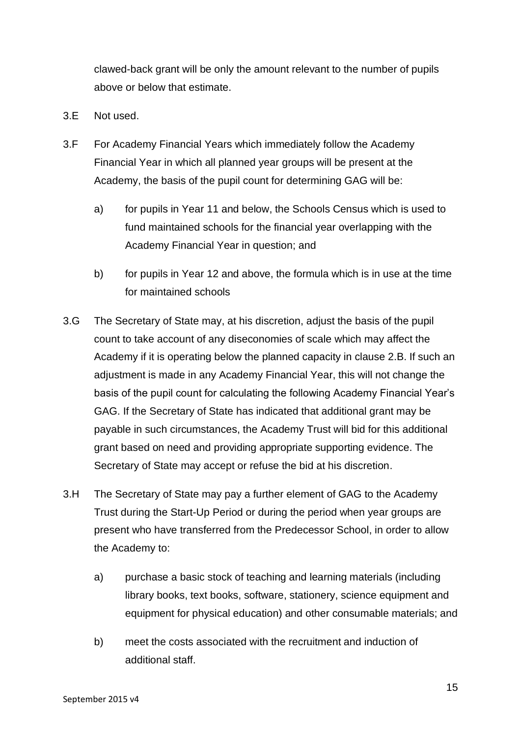clawed-back grant will be only the amount relevant to the number of pupils above or below that estimate.

3.E Not used.

3.F For Academy Financial Years which immediately follow the Academy Financial Year in which all planned year groups will be present at the Academy, the basis of the pupil count for determining GAG will be:

  a) for pupils in Year 11 and below, the Schools Census which is used to fund maintained schools for the financial year overlapping with the Academy Financial Year in question; and

  b) for pupils in Year 12 and above, the formula which is in use at the time for maintained schools

3.G The Secretary of State may, at his discretion, adjust the basis of the pupil count to take account of any diseconomies of scale which may affect the Academy if it is operating below the planned capacity in clause 2.B. If such an adjustment is made in any Academy Financial Year, this will not change the basis of the pupil count for calculating the following Academy Financial Year's GAG. If the Secretary of State has indicated that additional grant may be payable in such circumstances, the Academy Trust will bid for this additional grant based on need and providing appropriate supporting evidence. The Secretary of State may accept or refuse the bid at his discretion.

3.H The Secretary of State may pay a further element of GAG to the Academy Trust during the Start-Up Period or during the period when year groups are present who have transferred from the Predecessor School, in order to allow the Academy to:

  a) purchase a basic stock of teaching and learning materials (including library books, text books, software, stationery, science equipment and equipment for physical education) and other consumable materials; and

  b) meet the costs associated with the recruitment and induction of additional staff.

September 2015 v4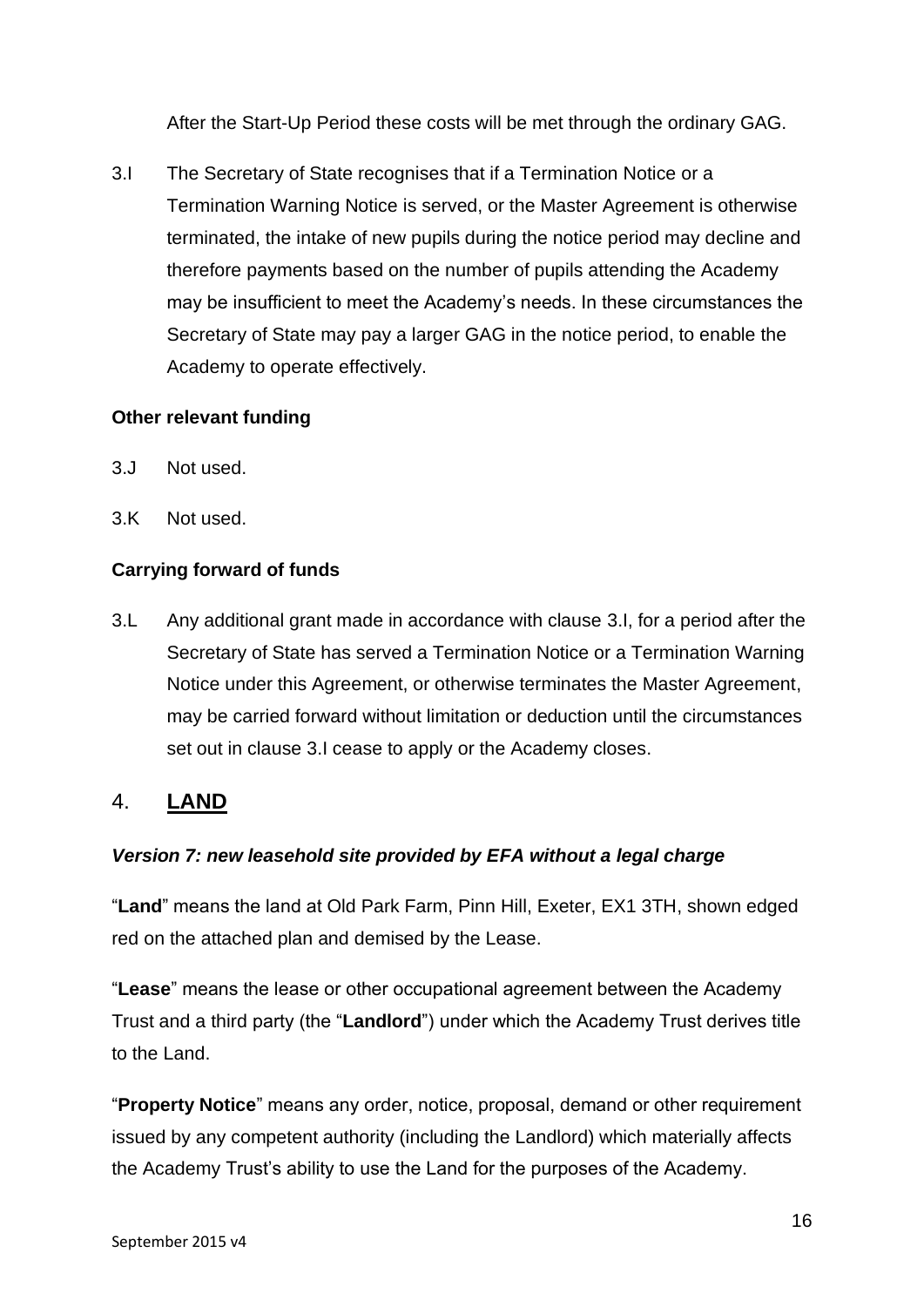After the Start-Up Period these costs will be met through the ordinary GAG.

3.I The Secretary of State recognises that if a Termination Notice or a Termination Warning Notice is served, or the Master Agreement is otherwise terminated, the intake of new pupils during the notice period may decline and therefore payments based on the number of pupils attending the Academy may be insufficient to meet the Academy's needs. In these circumstances the Secretary of State may pay a larger GAG in the notice period, to enable the Academy to operate effectively.

**Other relevant funding**

3.J Not used.

3.K Not used.

**Carrying forward of funds**

3.L Any additional grant made in accordance with clause 3.I, for a period after the Secretary of State has served a Termination Notice or a Termination Warning Notice under this Agreement, or otherwise terminates the Master Agreement, may be carried forward without limitation or deduction until the circumstances set out in clause 3.I cease to apply or the Academy closes.

## 4. LAND

***Version 7: new leasehold site provided by EFA without a legal charge***

"**Land**" means the land at Old Park Farm, Pinn Hill, Exeter, EX1 3TH, shown edged red on the attached plan and demised by the Lease.

"**Lease**" means the lease or other occupational agreement between the Academy Trust and a third party (the "**Landlord**") under which the Academy Trust derives title to the Land.

"**Property Notice**" means any order, notice, proposal, demand or other requirement issued by any competent authority (including the Landlord) which materially affects the Academy Trust's ability to use the Land for the purposes of the Academy.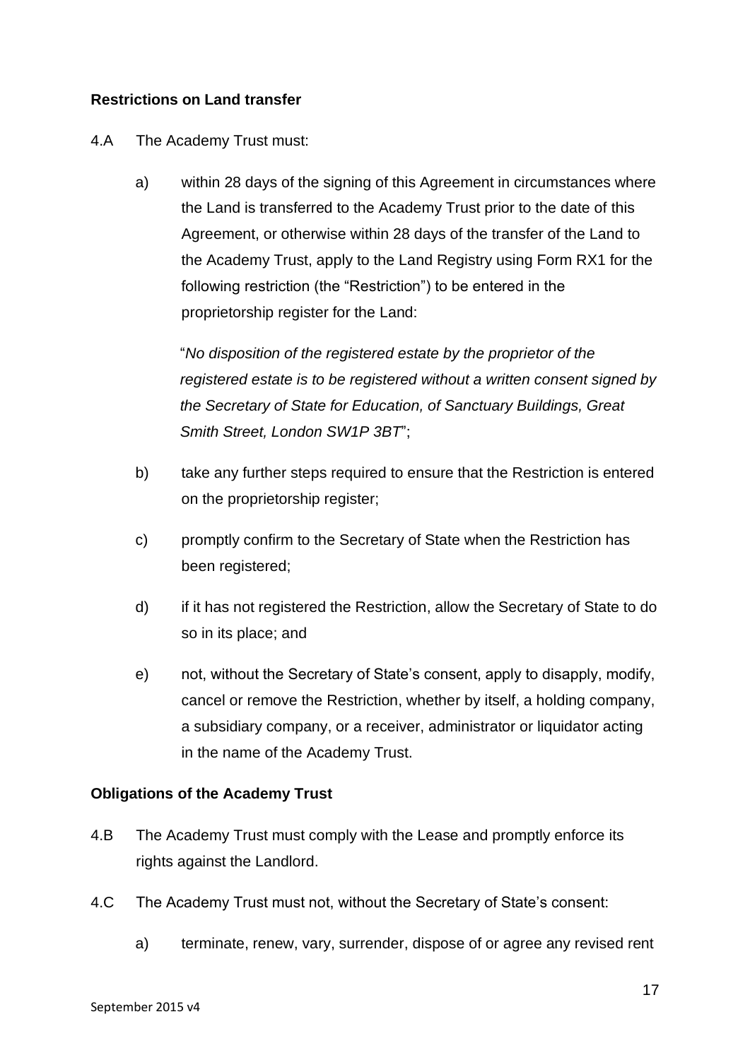**Restrictions on Land transfer**

4.A The Academy Trust must:

a) within 28 days of the signing of this Agreement in circumstances where the Land is transferred to the Academy Trust prior to the date of this Agreement, or otherwise within 28 days of the transfer of the Land to the Academy Trust, apply to the Land Registry using Form RX1 for the following restriction (the "Restriction") to be entered in the proprietorship register for the Land:

"*No disposition of the registered estate by the proprietor of the registered estate is to be registered without a written consent signed by the Secretary of State for Education, of Sanctuary Buildings, Great Smith Street, London SW1P 3BT*";

b) take any further steps required to ensure that the Restriction is entered on the proprietorship register;

c) promptly confirm to the Secretary of State when the Restriction has been registered;

d) if it has not registered the Restriction, allow the Secretary of State to do so in its place; and

e) not, without the Secretary of State's consent, apply to disapply, modify, cancel or remove the Restriction, whether by itself, a holding company, a subsidiary company, or a receiver, administrator or liquidator acting in the name of the Academy Trust.

**Obligations of the Academy Trust**

4.B The Academy Trust must comply with the Lease and promptly enforce its rights against the Landlord.

4.C The Academy Trust must not, without the Secretary of State's consent:

a) terminate, renew, vary, surrender, dispose of or agree any revised rent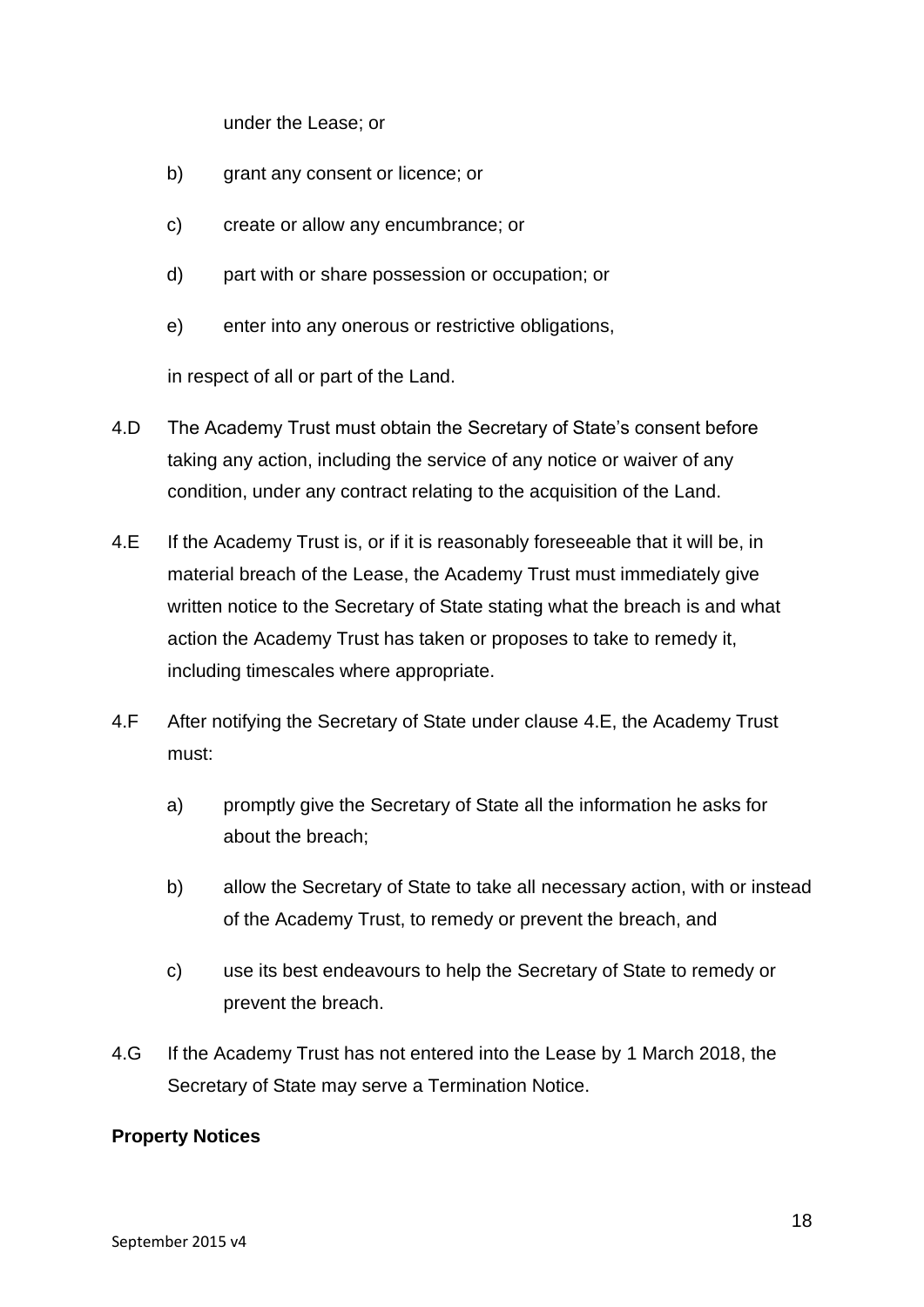under the Lease; or

b) grant any consent or licence; or

c) create or allow any encumbrance; or

d) part with or share possession or occupation; or

e) enter into any onerous or restrictive obligations,

in respect of all or part of the Land.

4.D The Academy Trust must obtain the Secretary of State's consent before taking any action, including the service of any notice or waiver of any condition, under any contract relating to the acquisition of the Land.

4.E If the Academy Trust is, or if it is reasonably foreseeable that it will be, in material breach of the Lease, the Academy Trust must immediately give written notice to the Secretary of State stating what the breach is and what action the Academy Trust has taken or proposes to take to remedy it, including timescales where appropriate.

4.F After notifying the Secretary of State under clause 4.E, the Academy Trust must:

a) promptly give the Secretary of State all the information he asks for about the breach;

b) allow the Secretary of State to take all necessary action, with or instead of the Academy Trust, to remedy or prevent the breach, and

c) use its best endeavours to help the Secretary of State to remedy or prevent the breach.

4.G If the Academy Trust has not entered into the Lease by 1 March 2018, the Secretary of State may serve a Termination Notice.

**Property Notices**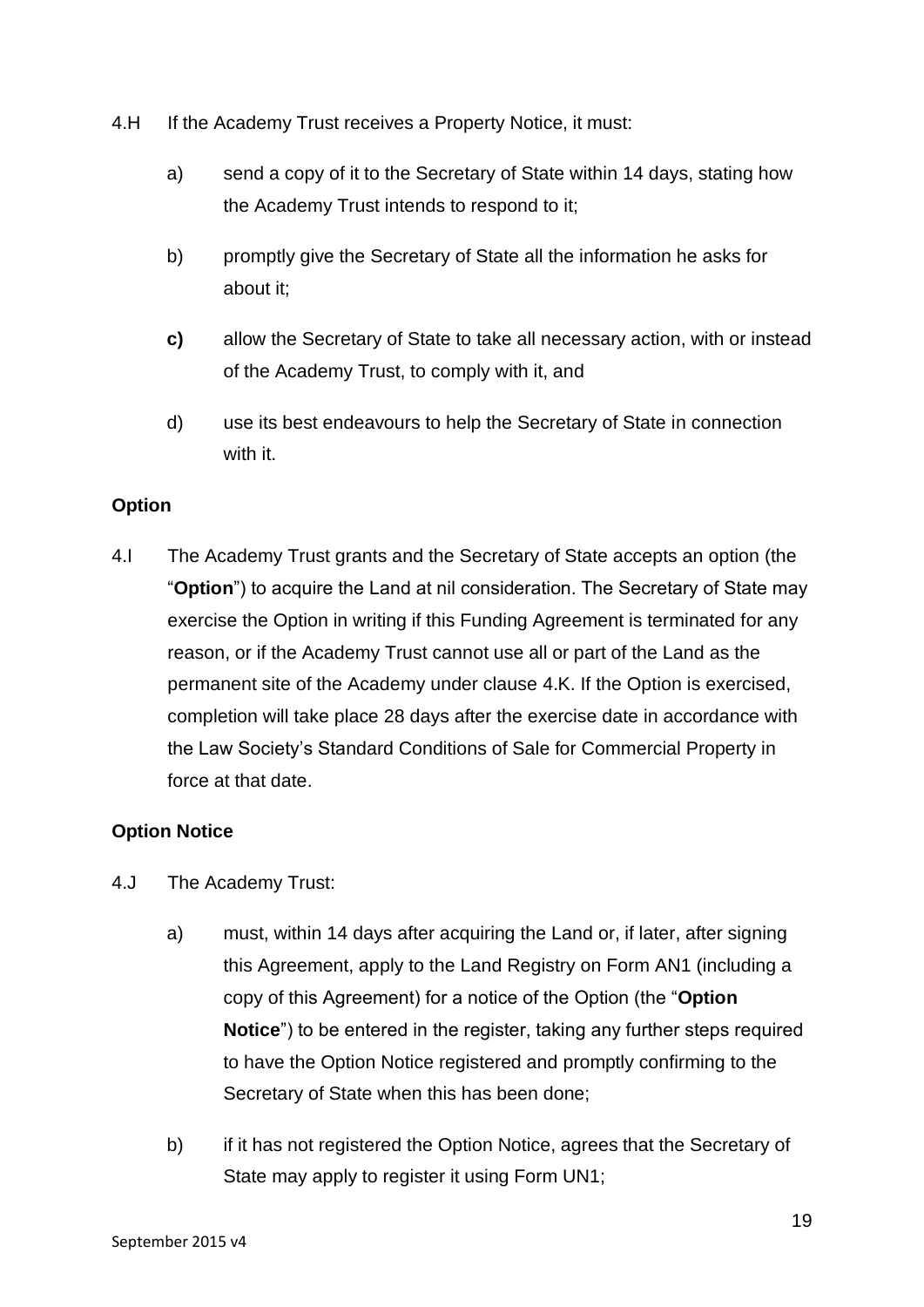4.H If the Academy Trust receives a Property Notice, it must:

a) send a copy of it to the Secretary of State within 14 days, stating how the Academy Trust intends to respond to it;

b) promptly give the Secretary of State all the information he asks for about it;

**c)** allow the Secretary of State to take all necessary action, with or instead of the Academy Trust, to comply with it, and

d) use its best endeavours to help the Secretary of State in connection with it.

**Option**

4.I The Academy Trust grants and the Secretary of State accepts an option (the "**Option**") to acquire the Land at nil consideration. The Secretary of State may exercise the Option in writing if this Funding Agreement is terminated for any reason, or if the Academy Trust cannot use all or part of the Land as the permanent site of the Academy under clause 4.K. If the Option is exercised, completion will take place 28 days after the exercise date in accordance with the Law Society's Standard Conditions of Sale for Commercial Property in force at that date.

**Option Notice**

4.J The Academy Trust:

a) must, within 14 days after acquiring the Land or, if later, after signing this Agreement, apply to the Land Registry on Form AN1 (including a copy of this Agreement) for a notice of the Option (the "**Option Notice**") to be entered in the register, taking any further steps required to have the Option Notice registered and promptly confirming to the Secretary of State when this has been done;

b) if it has not registered the Option Notice, agrees that the Secretary of State may apply to register it using Form UN1;

September 2015 v4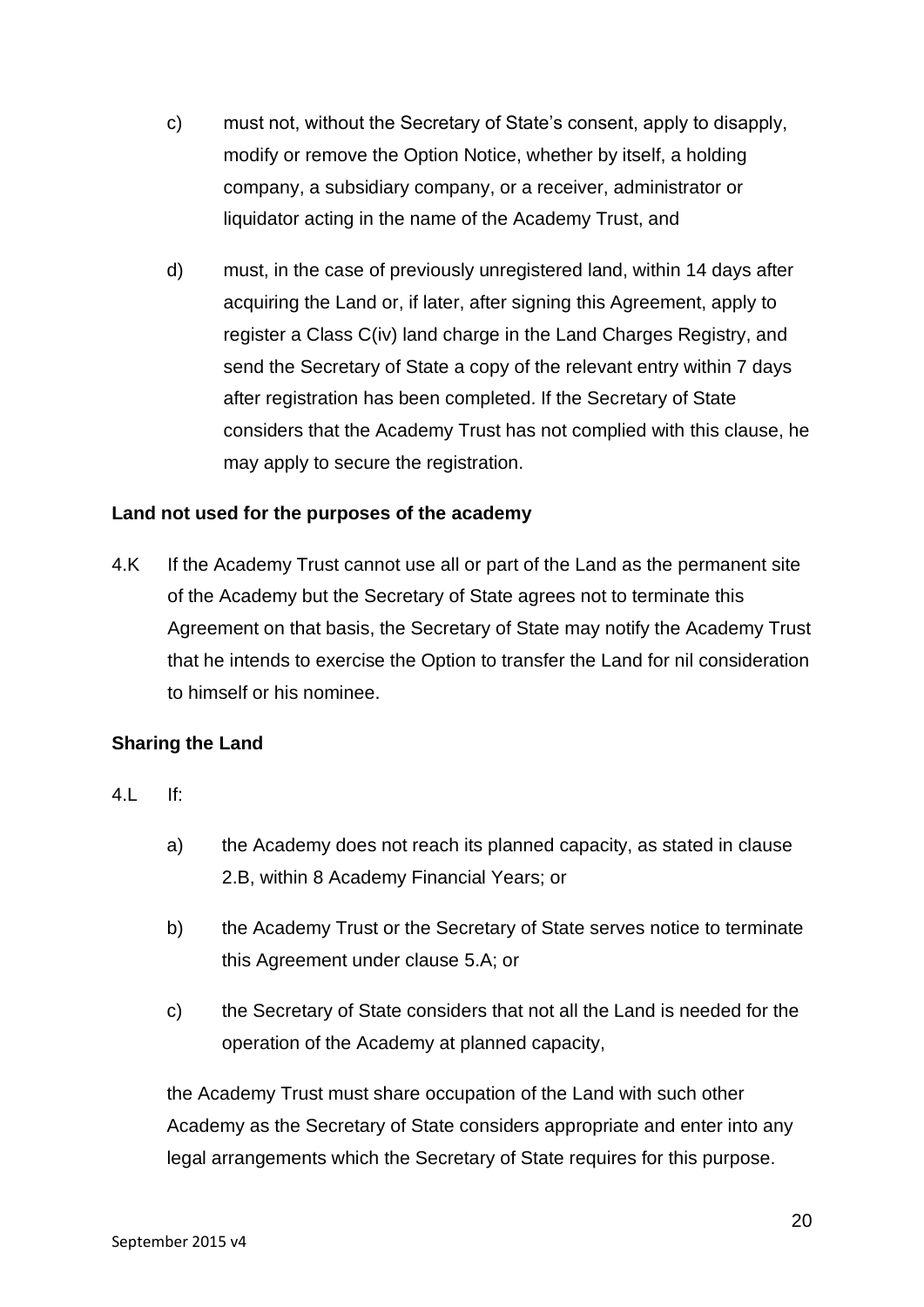c) must not, without the Secretary of State's consent, apply to disapply, modify or remove the Option Notice, whether by itself, a holding company, a subsidiary company, or a receiver, administrator or liquidator acting in the name of the Academy Trust, and

d) must, in the case of previously unregistered land, within 14 days after acquiring the Land or, if later, after signing this Agreement, apply to register a Class C(iv) land charge in the Land Charges Registry, and send the Secretary of State a copy of the relevant entry within 7 days after registration has been completed. If the Secretary of State considers that the Academy Trust has not complied with this clause, he may apply to secure the registration.

**Land not used for the purposes of the academy**

4.K If the Academy Trust cannot use all or part of the Land as the permanent site of the Academy but the Secretary of State agrees not to terminate this Agreement on that basis, the Secretary of State may notify the Academy Trust that he intends to exercise the Option to transfer the Land for nil consideration to himself or his nominee.

**Sharing the Land**

4.L If:

a) the Academy does not reach its planned capacity, as stated in clause 2.B, within 8 Academy Financial Years; or

b) the Academy Trust or the Secretary of State serves notice to terminate this Agreement under clause 5.A; or

c) the Secretary of State considers that not all the Land is needed for the operation of the Academy at planned capacity,

the Academy Trust must share occupation of the Land with such other Academy as the Secretary of State considers appropriate and enter into any legal arrangements which the Secretary of State requires for this purpose.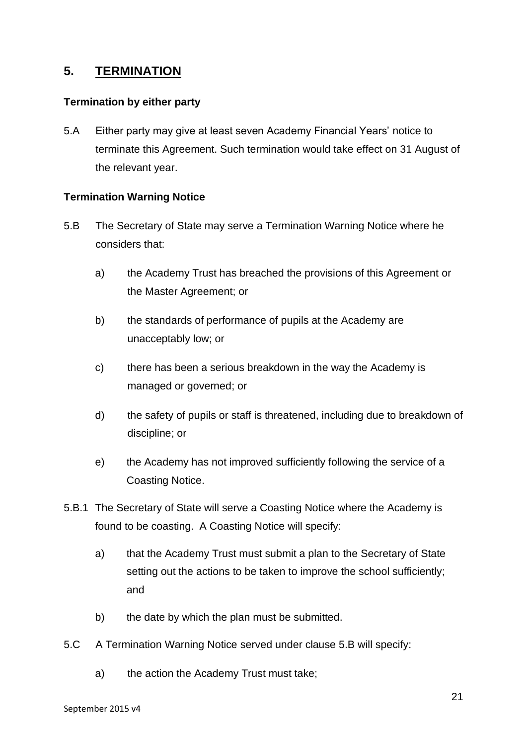## 5. TERMINATION

**Termination by either party**

5.A Either party may give at least seven Academy Financial Years' notice to terminate this Agreement. Such termination would take effect on 31 August of the relevant year.

**Termination Warning Notice**

5.B The Secretary of State may serve a Termination Warning Notice where he considers that:

a) the Academy Trust has breached the provisions of this Agreement or the Master Agreement; or

b) the standards of performance of pupils at the Academy are unacceptably low; or

c) there has been a serious breakdown in the way the Academy is managed or governed; or

d) the safety of pupils or staff is threatened, including due to breakdown of discipline; or

e) the Academy has not improved sufficiently following the service of a Coasting Notice.

5.B.1 The Secretary of State will serve a Coasting Notice where the Academy is found to be coasting. A Coasting Notice will specify:

a) that the Academy Trust must submit a plan to the Secretary of State setting out the actions to be taken to improve the school sufficiently; and

b) the date by which the plan must be submitted.

5.C A Termination Warning Notice served under clause 5.B will specify:

a) the action the Academy Trust must take;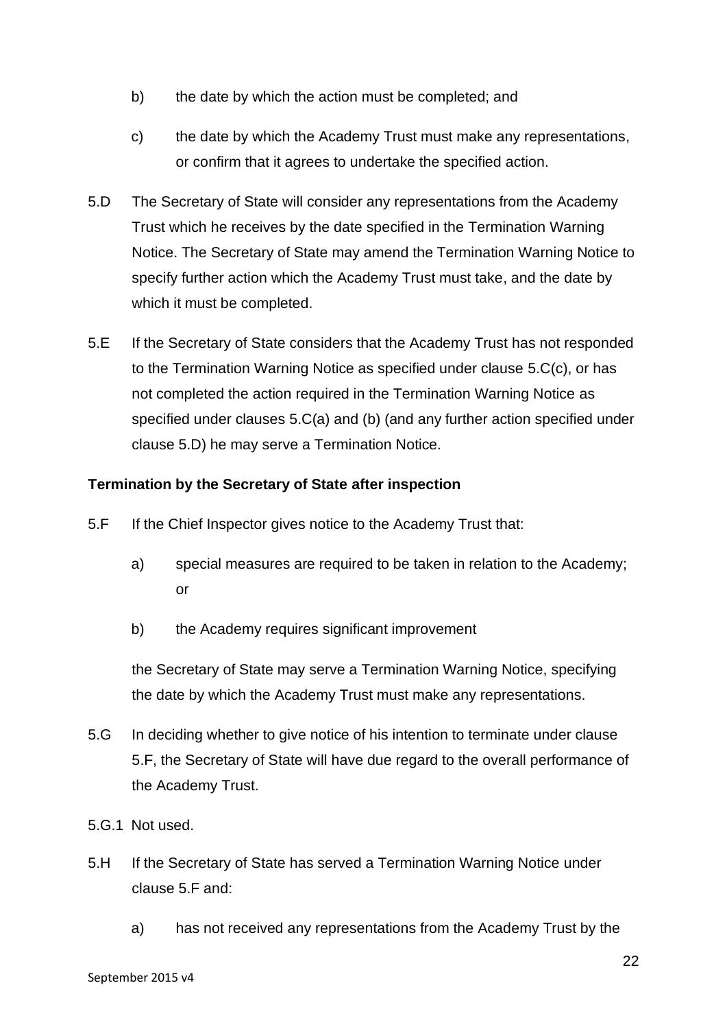b) the date by which the action must be completed; and

c) the date by which the Academy Trust must make any representations, or confirm that it agrees to undertake the specified action.

5.D The Secretary of State will consider any representations from the Academy Trust which he receives by the date specified in the Termination Warning Notice. The Secretary of State may amend the Termination Warning Notice to specify further action which the Academy Trust must take, and the date by which it must be completed.

5.E If the Secretary of State considers that the Academy Trust has not responded to the Termination Warning Notice as specified under clause 5.C(c), or has not completed the action required in the Termination Warning Notice as specified under clauses 5.C(a) and (b) (and any further action specified under clause 5.D) he may serve a Termination Notice.

**Termination by the Secretary of State after inspection**

5.F If the Chief Inspector gives notice to the Academy Trust that:

a) special measures are required to be taken in relation to the Academy; or

b) the Academy requires significant improvement

the Secretary of State may serve a Termination Warning Notice, specifying the date by which the Academy Trust must make any representations.

5.G In deciding whether to give notice of his intention to terminate under clause 5.F, the Secretary of State will have due regard to the overall performance of the Academy Trust.

5.G.1 Not used.

5.H If the Secretary of State has served a Termination Warning Notice under clause 5.F and:

a) has not received any representations from the Academy Trust by the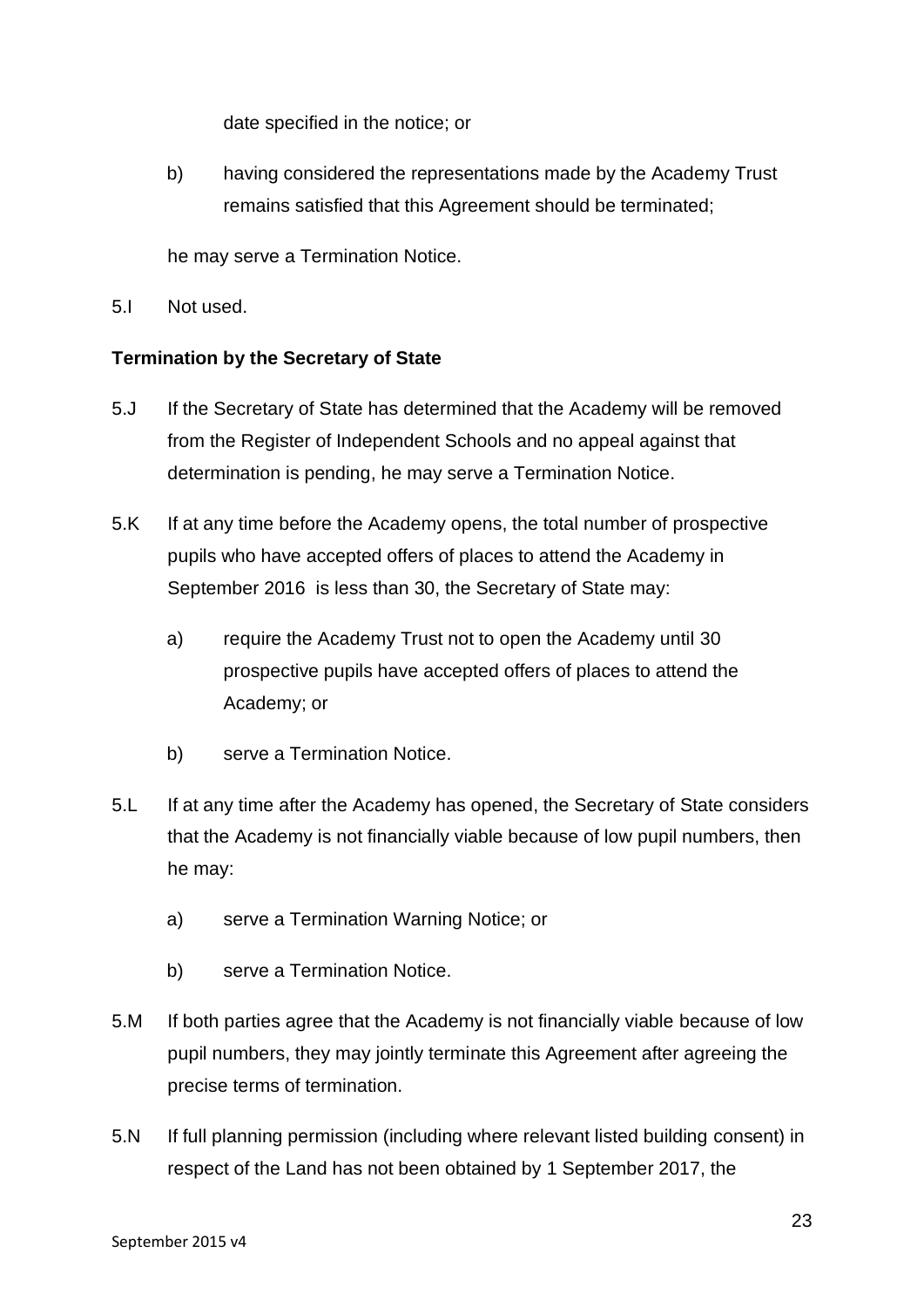date specified in the notice; or

b) having considered the representations made by the Academy Trust remains satisfied that this Agreement should be terminated;

he may serve a Termination Notice.

5.I Not used.

**Termination by the Secretary of State**

5.J If the Secretary of State has determined that the Academy will be removed from the Register of Independent Schools and no appeal against that determination is pending, he may serve a Termination Notice.

5.K If at any time before the Academy opens, the total number of prospective pupils who have accepted offers of places to attend the Academy in September 2016 is less than 30, the Secretary of State may:

a) require the Academy Trust not to open the Academy until 30 prospective pupils have accepted offers of places to attend the Academy; or

b) serve a Termination Notice.

5.L If at any time after the Academy has opened, the Secretary of State considers that the Academy is not financially viable because of low pupil numbers, then he may:

a) serve a Termination Warning Notice; or

b) serve a Termination Notice.

5.M If both parties agree that the Academy is not financially viable because of low pupil numbers, they may jointly terminate this Agreement after agreeing the precise terms of termination.

5.N If full planning permission (including where relevant listed building consent) in respect of the Land has not been obtained by 1 September 2017, the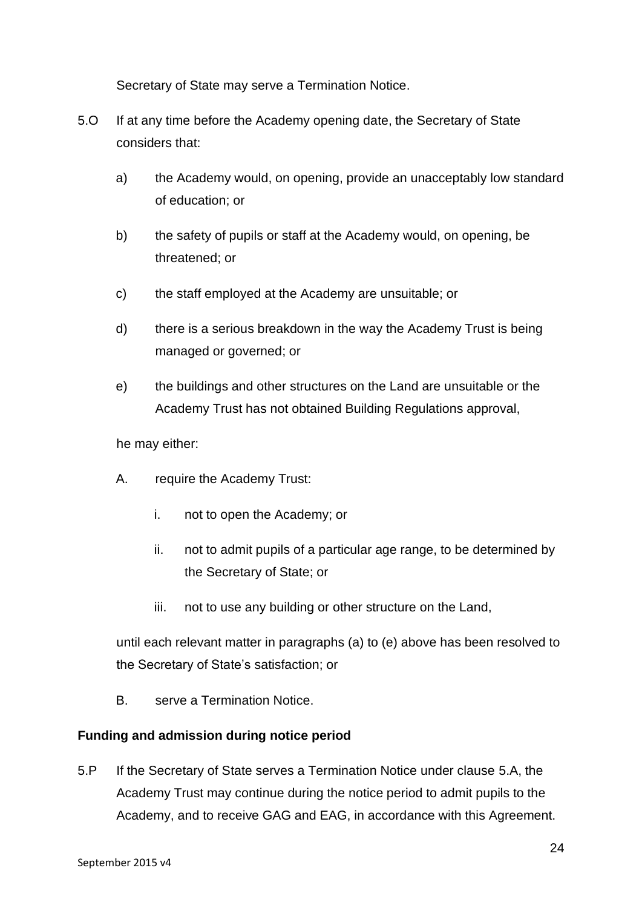Secretary of State may serve a Termination Notice.

5.O If at any time before the Academy opening date, the Secretary of State considers that:

a) the Academy would, on opening, provide an unacceptably low standard of education; or

b) the safety of pupils or staff at the Academy would, on opening, be threatened; or

c) the staff employed at the Academy are unsuitable; or

d) there is a serious breakdown in the way the Academy Trust is being managed or governed; or

e) the buildings and other structures on the Land are unsuitable or the Academy Trust has not obtained Building Regulations approval,

he may either:

A. require the Academy Trust:

i. not to open the Academy; or

ii. not to admit pupils of a particular age range, to be determined by the Secretary of State; or

iii. not to use any building or other structure on the Land,

until each relevant matter in paragraphs (a) to (e) above has been resolved to the Secretary of State's satisfaction; or

B. serve a Termination Notice.

**Funding and admission during notice period**

5.P If the Secretary of State serves a Termination Notice under clause 5.A, the Academy Trust may continue during the notice period to admit pupils to the Academy, and to receive GAG and EAG, in accordance with this Agreement.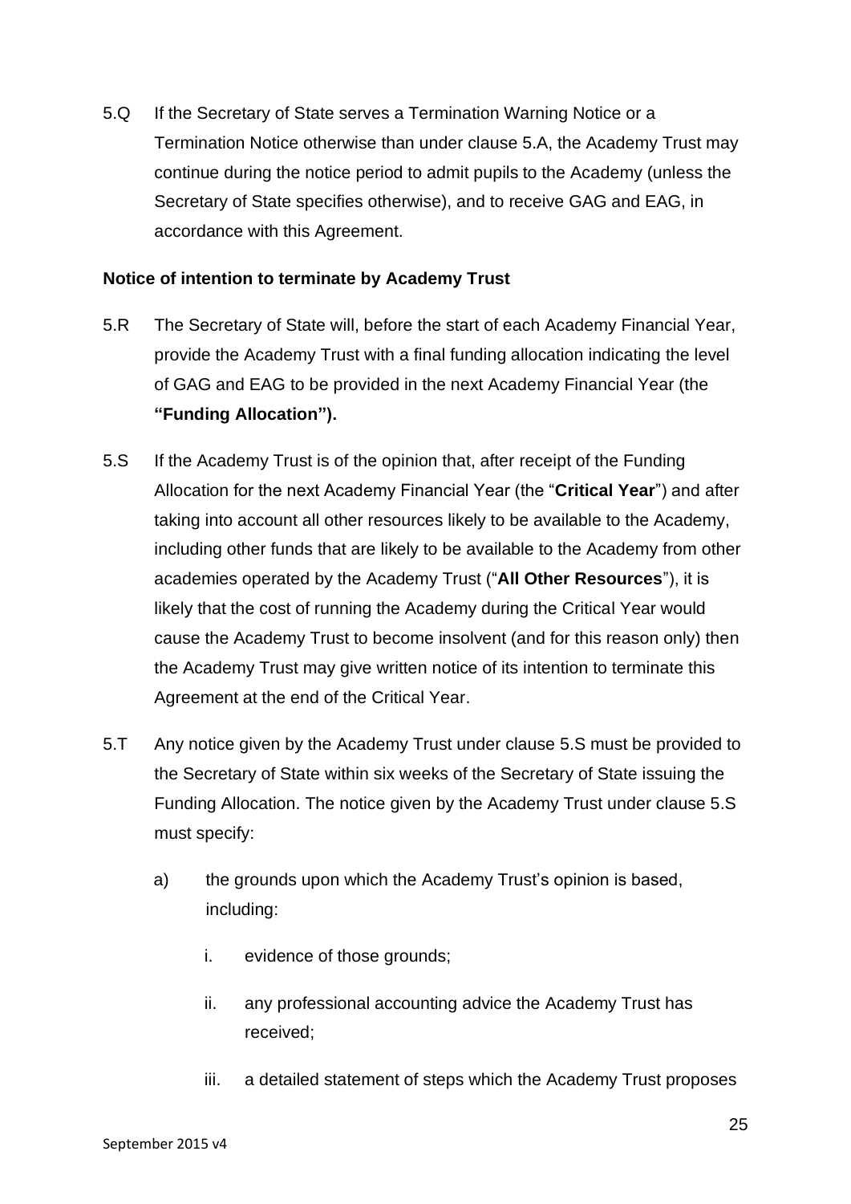5.Q If the Secretary of State serves a Termination Warning Notice or a Termination Notice otherwise than under clause 5.A, the Academy Trust may continue during the notice period to admit pupils to the Academy (unless the Secretary of State specifies otherwise), and to receive GAG and EAG, in accordance with this Agreement.

**Notice of intention to terminate by Academy Trust**

5.R The Secretary of State will, before the start of each Academy Financial Year, provide the Academy Trust with a final funding allocation indicating the level of GAG and EAG to be provided in the next Academy Financial Year (the **"Funding Allocation").**

5.S If the Academy Trust is of the opinion that, after receipt of the Funding Allocation for the next Academy Financial Year (the "**Critical Year**") and after taking into account all other resources likely to be available to the Academy, including other funds that are likely to be available to the Academy from other academies operated by the Academy Trust ("**All Other Resources**"), it is likely that the cost of running the Academy during the Critical Year would cause the Academy Trust to become insolvent (and for this reason only) then the Academy Trust may give written notice of its intention to terminate this Agreement at the end of the Critical Year.

5.T Any notice given by the Academy Trust under clause 5.S must be provided to the Secretary of State within six weeks of the Secretary of State issuing the Funding Allocation. The notice given by the Academy Trust under clause 5.S must specify:

a) the grounds upon which the Academy Trust's opinion is based, including:

   i. evidence of those grounds;

   ii. any professional accounting advice the Academy Trust has received;

   iii. a detailed statement of steps which the Academy Trust proposes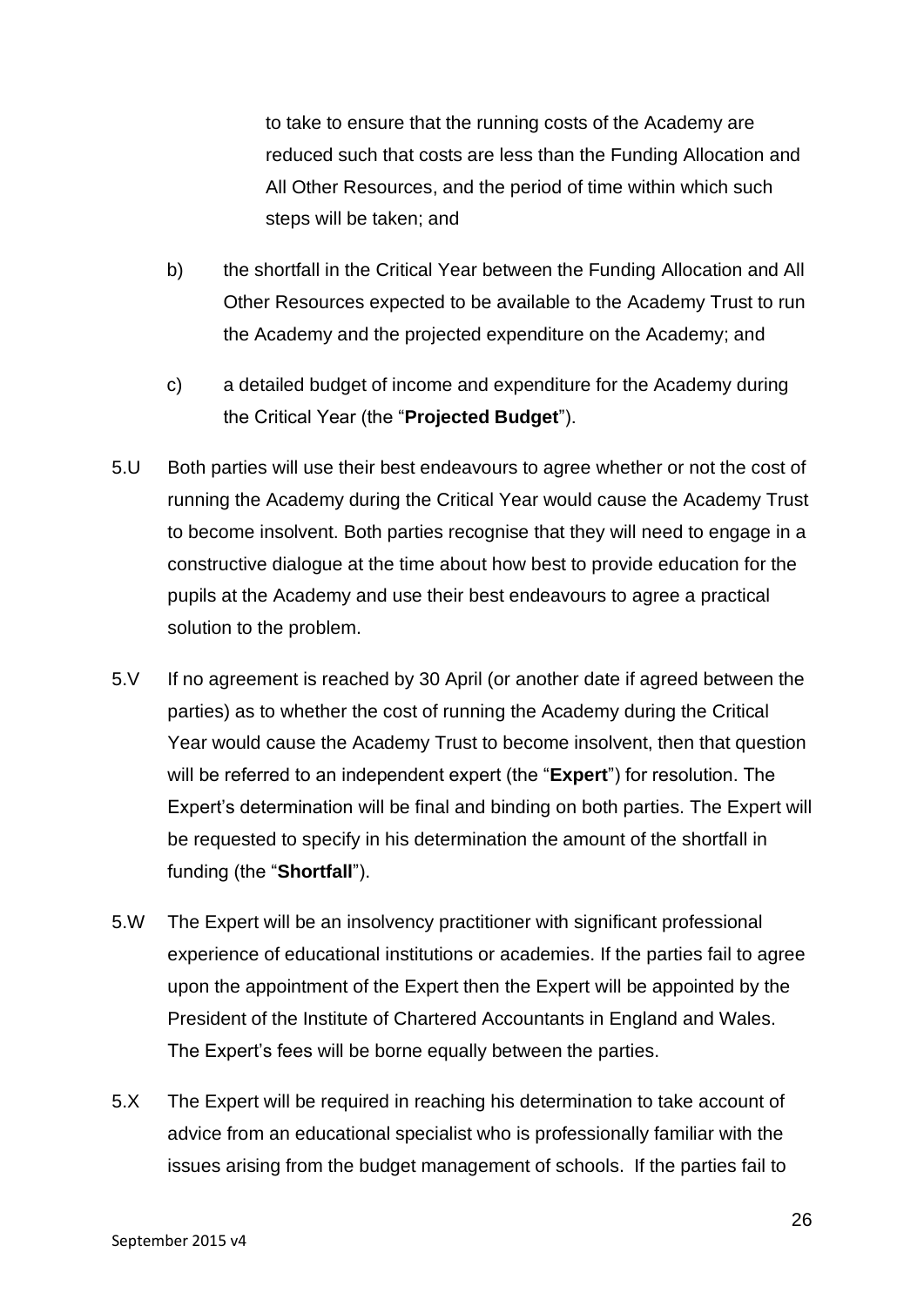to take to ensure that the running costs of the Academy are reduced such that costs are less than the Funding Allocation and All Other Resources, and the period of time within which such steps will be taken; and

b) the shortfall in the Critical Year between the Funding Allocation and All Other Resources expected to be available to the Academy Trust to run the Academy and the projected expenditure on the Academy; and

c) a detailed budget of income and expenditure for the Academy during the Critical Year (the "**Projected Budget**").

5.U Both parties will use their best endeavours to agree whether or not the cost of running the Academy during the Critical Year would cause the Academy Trust to become insolvent. Both parties recognise that they will need to engage in a constructive dialogue at the time about how best to provide education for the pupils at the Academy and use their best endeavours to agree a practical solution to the problem.

5.V If no agreement is reached by 30 April (or another date if agreed between the parties) as to whether the cost of running the Academy during the Critical Year would cause the Academy Trust to become insolvent, then that question will be referred to an independent expert (the "**Expert**") for resolution. The Expert's determination will be final and binding on both parties. The Expert will be requested to specify in his determination the amount of the shortfall in funding (the "**Shortfall**").

5.W The Expert will be an insolvency practitioner with significant professional experience of educational institutions or academies. If the parties fail to agree upon the appointment of the Expert then the Expert will be appointed by the President of the Institute of Chartered Accountants in England and Wales. The Expert's fees will be borne equally between the parties.

5.X The Expert will be required in reaching his determination to take account of advice from an educational specialist who is professionally familiar with the issues arising from the budget management of schools. If the parties fail to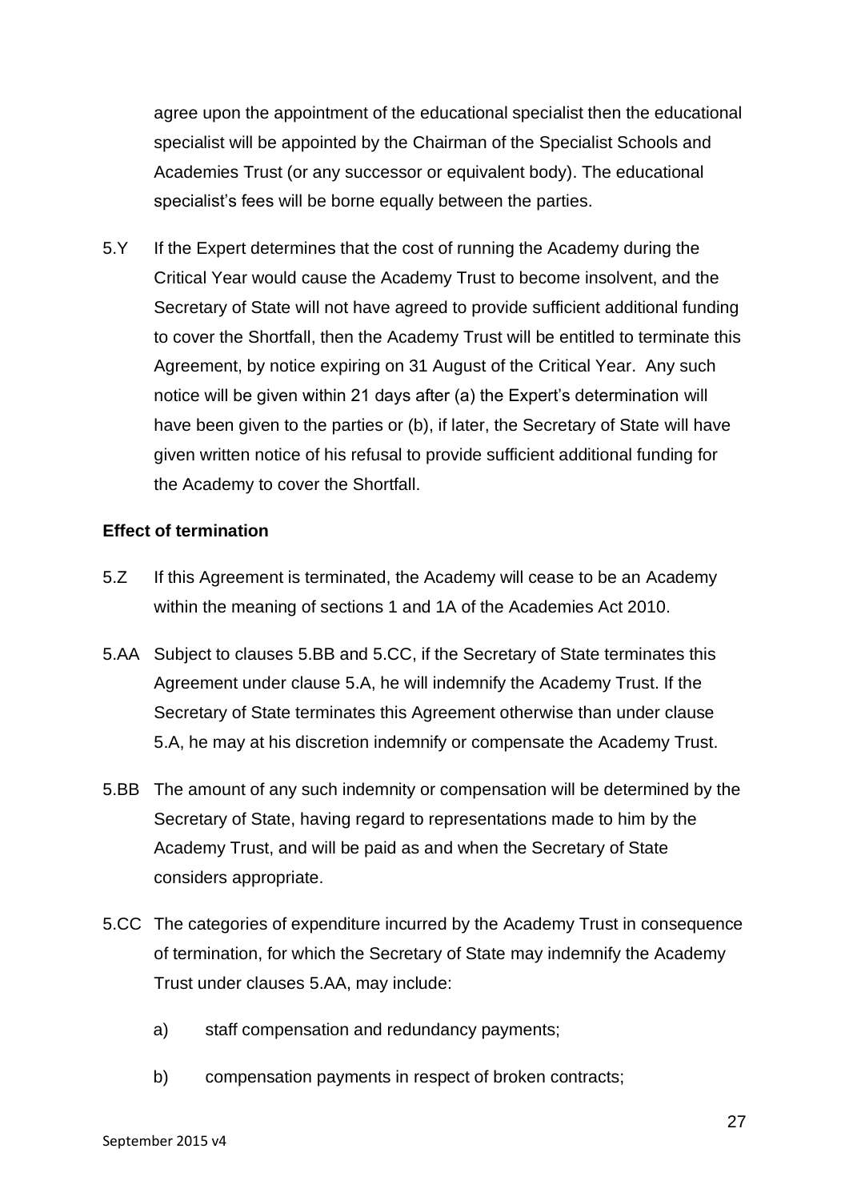agree upon the appointment of the educational specialist then the educational specialist will be appointed by the Chairman of the Specialist Schools and Academies Trust (or any successor or equivalent body). The educational specialist's fees will be borne equally between the parties.

5.Y If the Expert determines that the cost of running the Academy during the Critical Year would cause the Academy Trust to become insolvent, and the Secretary of State will not have agreed to provide sufficient additional funding to cover the Shortfall, then the Academy Trust will be entitled to terminate this Agreement, by notice expiring on 31 August of the Critical Year. Any such notice will be given within 21 days after (a) the Expert's determination will have been given to the parties or (b), if later, the Secretary of State will have given written notice of his refusal to provide sufficient additional funding for the Academy to cover the Shortfall.

**Effect of termination**

5.Z If this Agreement is terminated, the Academy will cease to be an Academy within the meaning of sections 1 and 1A of the Academies Act 2010.

5.AA Subject to clauses 5.BB and 5.CC, if the Secretary of State terminates this Agreement under clause 5.A, he will indemnify the Academy Trust. If the Secretary of State terminates this Agreement otherwise than under clause 5.A, he may at his discretion indemnify or compensate the Academy Trust.

5.BB The amount of any such indemnity or compensation will be determined by the Secretary of State, having regard to representations made to him by the Academy Trust, and will be paid as and when the Secretary of State considers appropriate.

5.CC The categories of expenditure incurred by the Academy Trust in consequence of termination, for which the Secretary of State may indemnify the Academy Trust under clauses 5.AA, may include:

a) staff compensation and redundancy payments;

b) compensation payments in respect of broken contracts;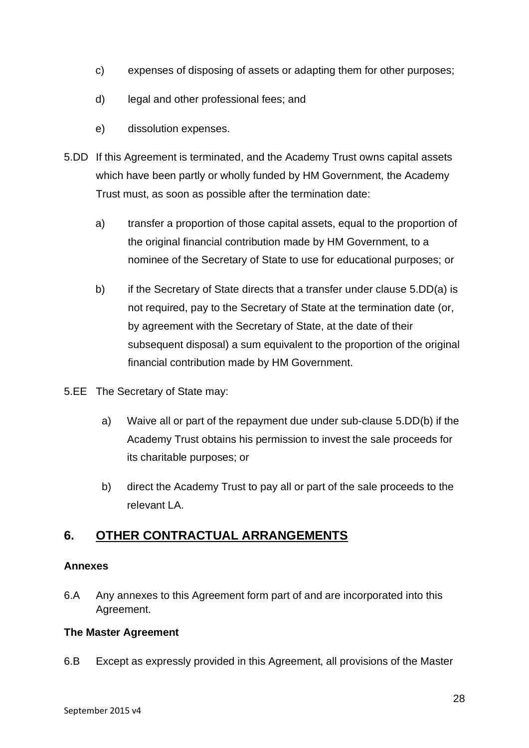c) expenses of disposing of assets or adapting them for other purposes;

d) legal and other professional fees; and

e) dissolution expenses.

5.DD If this Agreement is terminated, and the Academy Trust owns capital assets which have been partly or wholly funded by HM Government, the Academy Trust must, as soon as possible after the termination date:

a) transfer a proportion of those capital assets, equal to the proportion of the original financial contribution made by HM Government, to a nominee of the Secretary of State to use for educational purposes; or

b) if the Secretary of State directs that a transfer under clause 5.DD(a) is not required, pay to the Secretary of State at the termination date (or, by agreement with the Secretary of State, at the date of their subsequent disposal) a sum equivalent to the proportion of the original financial contribution made by HM Government.

5.EE The Secretary of State may:

a) Waive all or part of the repayment due under sub-clause 5.DD(b) if the Academy Trust obtains his permission to invest the sale proceeds for its charitable purposes; or

b) direct the Academy Trust to pay all or part of the sale proceeds to the relevant LA.

## 6. OTHER CONTRACTUAL ARRANGEMENTS

**Annexes**

6.A Any annexes to this Agreement form part of and are incorporated into this Agreement.

**The Master Agreement**

6.B Except as expressly provided in this Agreement, all provisions of the Master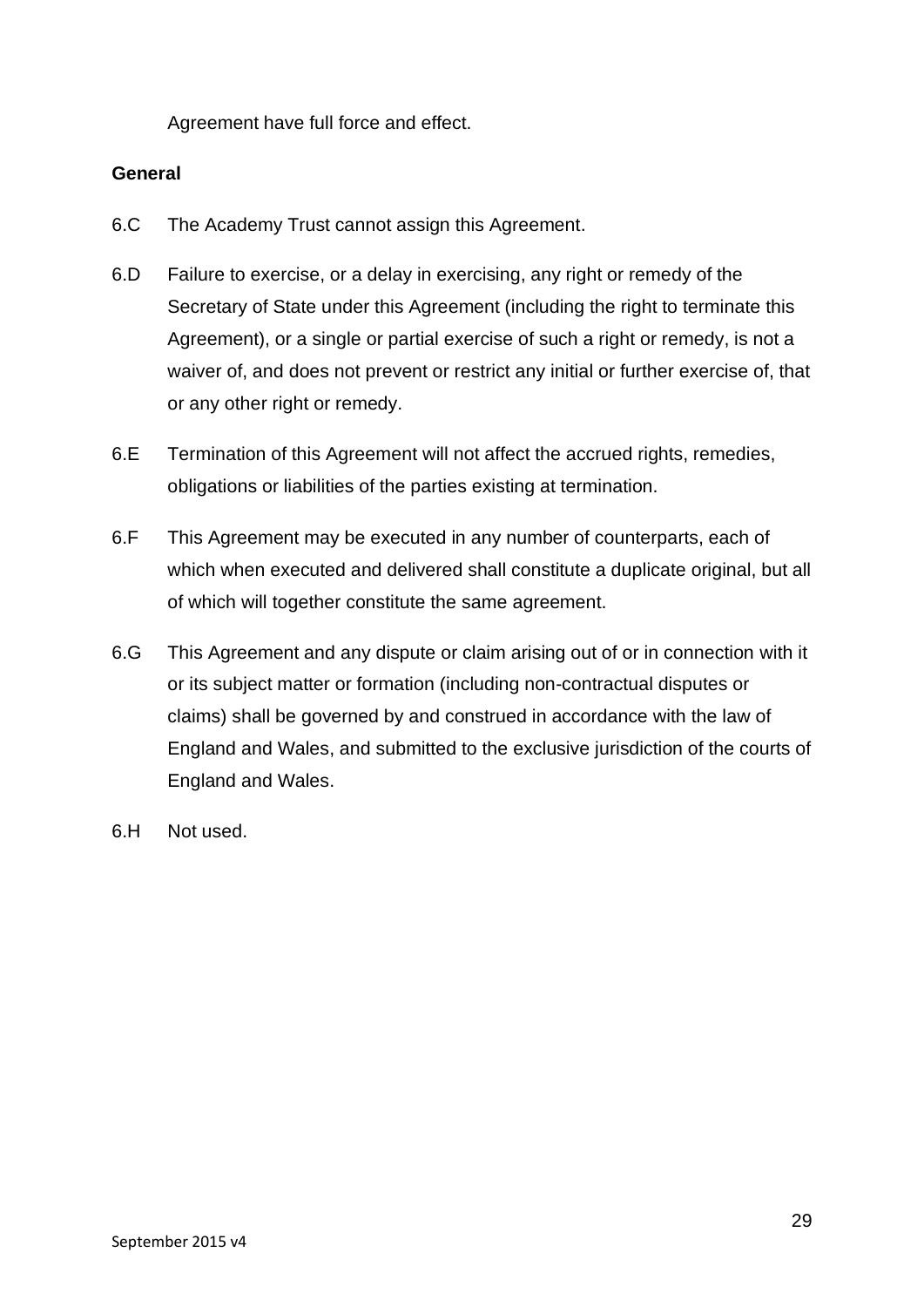Agreement have full force and effect.

**General**

6.C The Academy Trust cannot assign this Agreement.

6.D Failure to exercise, or a delay in exercising, any right or remedy of the Secretary of State under this Agreement (including the right to terminate this Agreement), or a single or partial exercise of such a right or remedy, is not a waiver of, and does not prevent or restrict any initial or further exercise of, that or any other right or remedy.

6.E Termination of this Agreement will not affect the accrued rights, remedies, obligations or liabilities of the parties existing at termination.

6.F This Agreement may be executed in any number of counterparts, each of which when executed and delivered shall constitute a duplicate original, but all of which will together constitute the same agreement.

6.G This Agreement and any dispute or claim arising out of or in connection with it or its subject matter or formation (including non-contractual disputes or claims) shall be governed by and construed in accordance with the law of England and Wales, and submitted to the exclusive jurisdiction of the courts of England and Wales.

6.H Not used.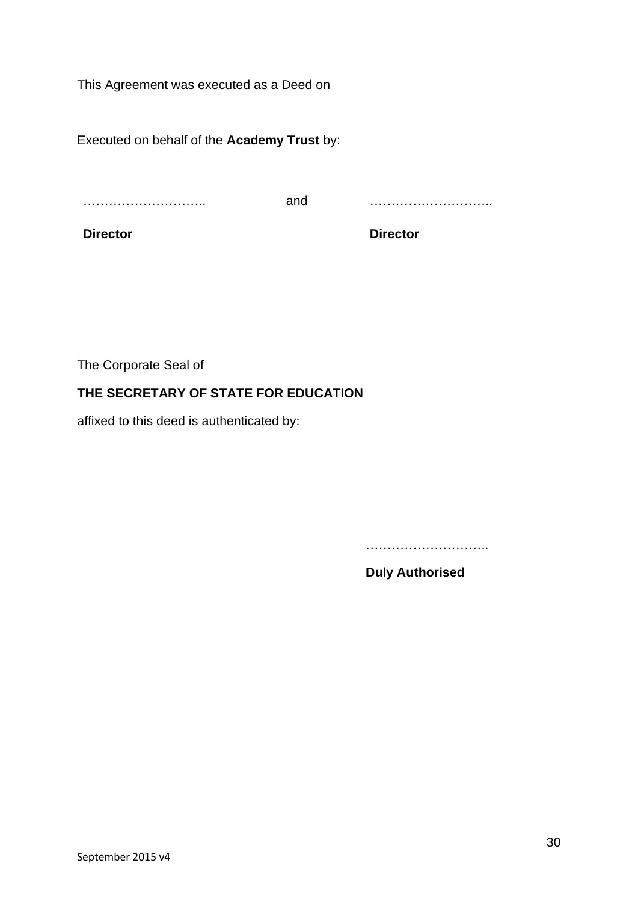This Agreement was executed as a Deed on

Executed on behalf of the **Academy Trust** by:

| ……………………….. | and | ……………………….. |
|---|---|---|
| **Director** | | **Director** |

The Corporate Seal of

**THE SECRETARY OF STATE FOR EDUCATION**

affixed to this deed is authenticated by:

………………………..

**Duly Authorised**

September 2015 v4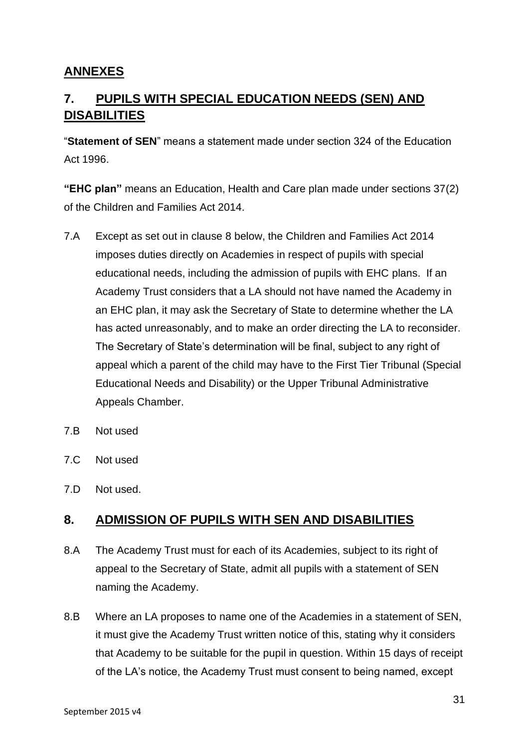## ANNEXES

## 7. PUPILS WITH SPECIAL EDUCATION NEEDS (SEN) AND DISABILITIES

"**Statement of SEN**" means a statement made under section 324 of the Education Act 1996.

**"EHC plan"** means an Education, Health and Care plan made under sections 37(2) of the Children and Families Act 2014.

7.A Except as set out in clause 8 below, the Children and Families Act 2014 imposes duties directly on Academies in respect of pupils with special educational needs, including the admission of pupils with EHC plans. If an Academy Trust considers that a LA should not have named the Academy in an EHC plan, it may ask the Secretary of State to determine whether the LA has acted unreasonably, and to make an order directing the LA to reconsider. The Secretary of State's determination will be final, subject to any right of appeal which a parent of the child may have to the First Tier Tribunal (Special Educational Needs and Disability) or the Upper Tribunal Administrative Appeals Chamber.

7.B Not used

7.C Not used

7.D Not used.

## 8. ADMISSION OF PUPILS WITH SEN AND DISABILITIES

8.A The Academy Trust must for each of its Academies, subject to its right of appeal to the Secretary of State, admit all pupils with a statement of SEN naming the Academy.

8.B Where an LA proposes to name one of the Academies in a statement of SEN, it must give the Academy Trust written notice of this, stating why it considers that Academy to be suitable for the pupil in question. Within 15 days of receipt of the LA's notice, the Academy Trust must consent to being named, except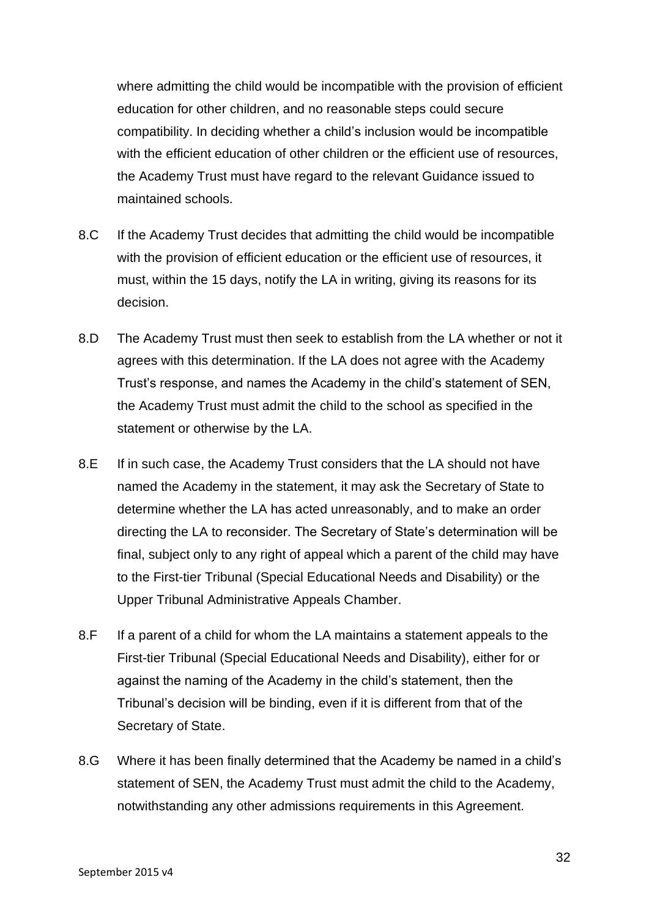where admitting the child would be incompatible with the provision of efficient education for other children, and no reasonable steps could secure compatibility. In deciding whether a child's inclusion would be incompatible with the efficient education of other children or the efficient use of resources, the Academy Trust must have regard to the relevant Guidance issued to maintained schools.

8.C If the Academy Trust decides that admitting the child would be incompatible with the provision of efficient education or the efficient use of resources, it must, within the 15 days, notify the LA in writing, giving its reasons for its decision.

8.D The Academy Trust must then seek to establish from the LA whether or not it agrees with this determination. If the LA does not agree with the Academy Trust's response, and names the Academy in the child's statement of SEN, the Academy Trust must admit the child to the school as specified in the statement or otherwise by the LA.

8.E If in such case, the Academy Trust considers that the LA should not have named the Academy in the statement, it may ask the Secretary of State to determine whether the LA has acted unreasonably, and to make an order directing the LA to reconsider. The Secretary of State's determination will be final, subject only to any right of appeal which a parent of the child may have to the First-tier Tribunal (Special Educational Needs and Disability) or the Upper Tribunal Administrative Appeals Chamber.

8.F If a parent of a child for whom the LA maintains a statement appeals to the First-tier Tribunal (Special Educational Needs and Disability), either for or against the naming of the Academy in the child's statement, then the Tribunal's decision will be binding, even if it is different from that of the Secretary of State.

8.G Where it has been finally determined that the Academy be named in a child's statement of SEN, the Academy Trust must admit the child to the Academy, notwithstanding any other admissions requirements in this Agreement.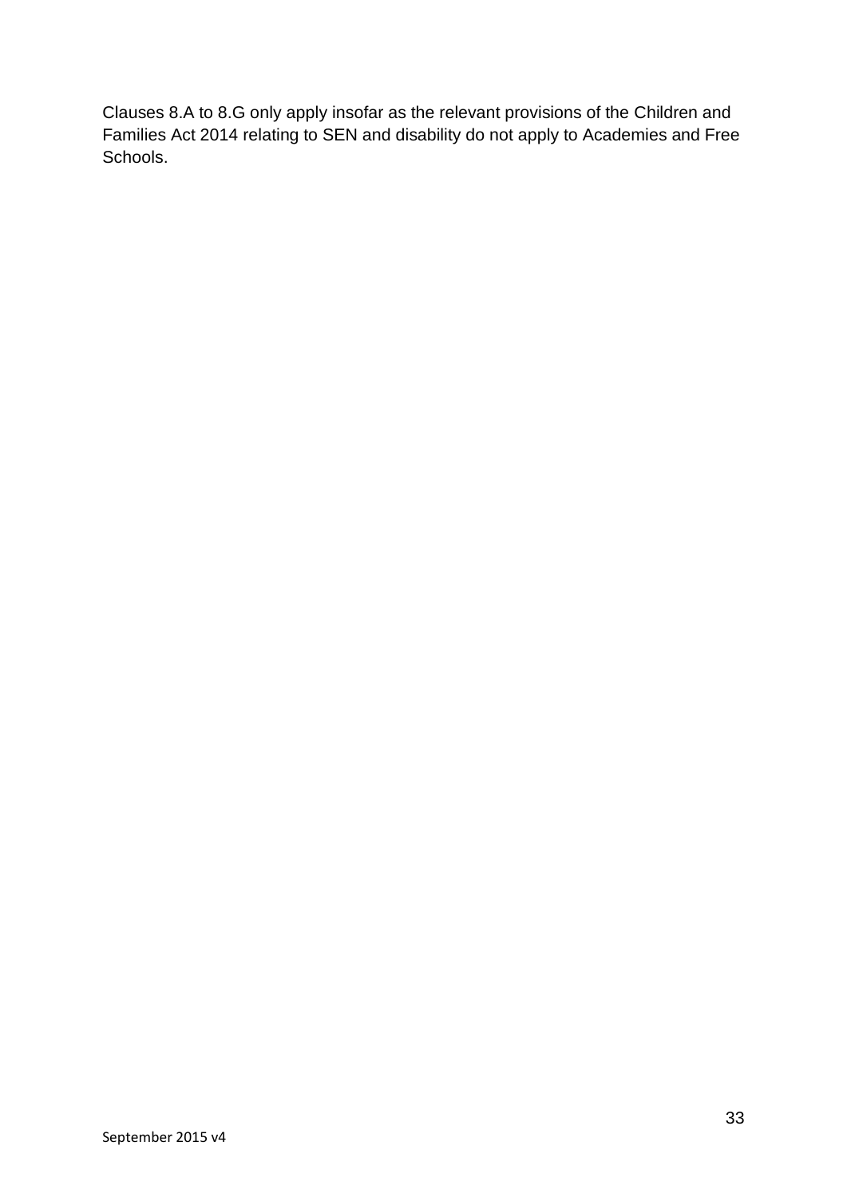Clauses 8.A to 8.G only apply insofar as the relevant provisions of the Children and Families Act 2014 relating to SEN and disability do not apply to Academies and Free Schools.